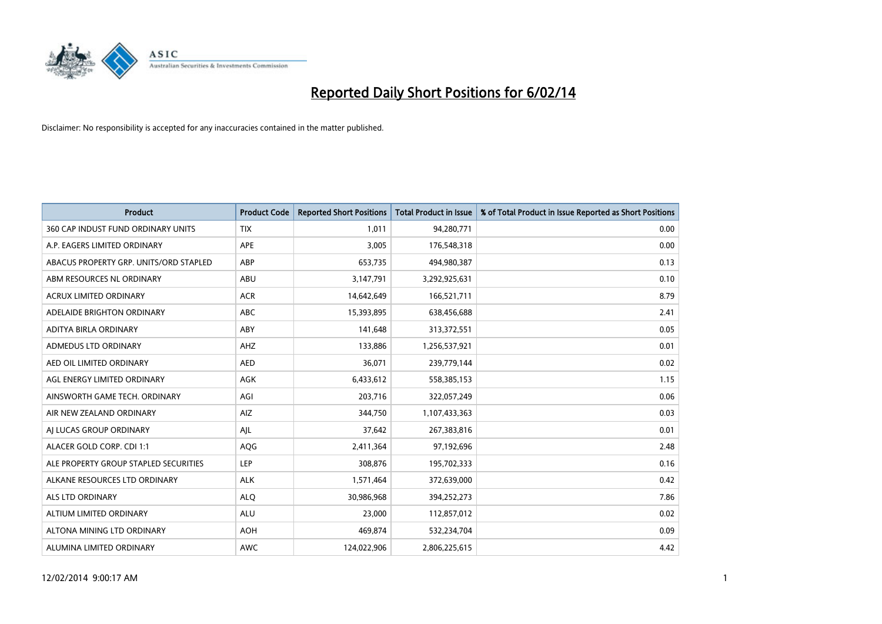# Reported Daily Short Positions for 6/02/14

Disclaimer: No responsibility is accepted for any inaccuracies contained in the matter published.

| Product | Product Code | Reported Short Positions | Total Product in Issue | % of Total Product in Issue Reported as Short Positions |
| --- | --- | --- | --- | --- |
| 360 CAP INDUST FUND ORDINARY UNITS | TIX | 1,011 | 94,280,771 | 0.00 |
| A.P. EAGERS LIMITED ORDINARY | APE | 3,005 | 176,548,318 | 0.00 |
| ABACUS PROPERTY GRP. UNITS/ORD STAPLED | ABP | 653,735 | 494,980,387 | 0.13 |
| ABM RESOURCES NL ORDINARY | ABU | 3,147,791 | 3,292,925,631 | 0.10 |
| ACRUX LIMITED ORDINARY | ACR | 14,642,649 | 166,521,711 | 8.79 |
| ADELAIDE BRIGHTON ORDINARY | ABC | 15,393,895 | 638,456,688 | 2.41 |
| ADITYA BIRLA ORDINARY | ABY | 141,648 | 313,372,551 | 0.05 |
| ADMEDUS LTD ORDINARY | AHZ | 133,886 | 1,256,537,921 | 0.01 |
| AED OIL LIMITED ORDINARY | AED | 36,071 | 239,779,144 | 0.02 |
| AGL ENERGY LIMITED ORDINARY | AGK | 6,433,612 | 558,385,153 | 1.15 |
| AINSWORTH GAME TECH. ORDINARY | AGI | 203,716 | 322,057,249 | 0.06 |
| AIR NEW ZEALAND ORDINARY | AIZ | 344,750 | 1,107,433,363 | 0.03 |
| AJ LUCAS GROUP ORDINARY | AJL | 37,642 | 267,383,816 | 0.01 |
| ALACER GOLD CORP. CDI 1:1 | AQG | 2,411,364 | 97,192,696 | 2.48 |
| ALE PROPERTY GROUP STAPLED SECURITIES | LEP | 308,876 | 195,702,333 | 0.16 |
| ALKANE RESOURCES LTD ORDINARY | ALK | 1,571,464 | 372,639,000 | 0.42 |
| ALS LTD ORDINARY | ALQ | 30,986,968 | 394,252,273 | 7.86 |
| ALTIUM LIMITED ORDINARY | ALU | 23,000 | 112,857,012 | 0.02 |
| ALTONA MINING LTD ORDINARY | AOH | 469,874 | 532,234,704 | 0.09 |
| ALUMINA LIMITED ORDINARY | AWC | 124,022,906 | 2,806,225,615 | 4.42 |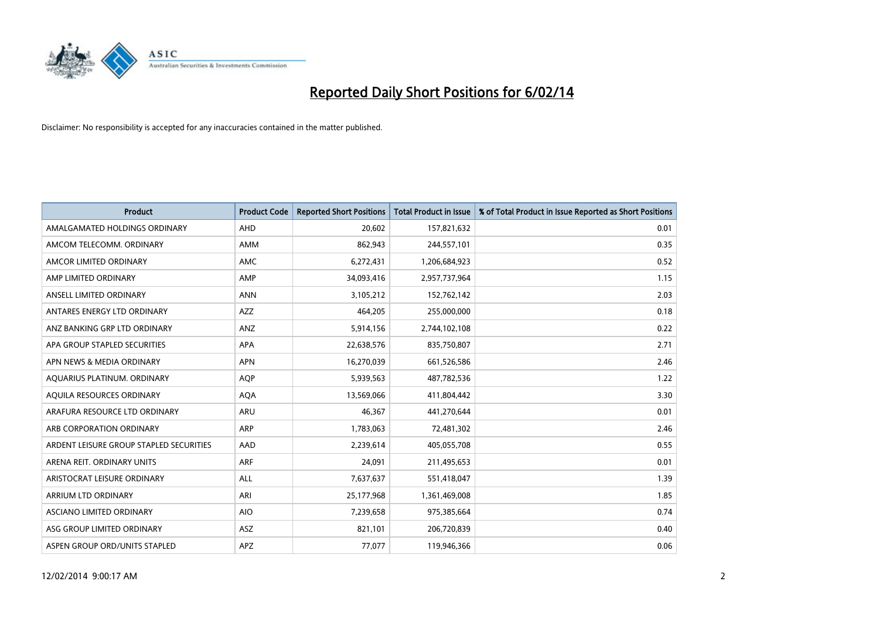# Reported Daily Short Positions for 6/02/14

Disclaimer: No responsibility is accepted for any inaccuracies contained in the matter published.

| Product | Product Code | Reported Short Positions | Total Product in Issue | % of Total Product in Issue Reported as Short Positions |
|---|---|---|---|---|
| AMALGAMATED HOLDINGS ORDINARY | AHD | 20,602 | 157,821,632 | 0.01 |
| AMCOM TELECOMM. ORDINARY | AMM | 862,943 | 244,557,101 | 0.35 |
| AMCOR LIMITED ORDINARY | AMC | 6,272,431 | 1,206,684,923 | 0.52 |
| AMP LIMITED ORDINARY | AMP | 34,093,416 | 2,957,737,964 | 1.15 |
| ANSELL LIMITED ORDINARY | ANN | 3,105,212 | 152,762,142 | 2.03 |
| ANTARES ENERGY LTD ORDINARY | AZZ | 464,205 | 255,000,000 | 0.18 |
| ANZ BANKING GRP LTD ORDINARY | ANZ | 5,914,156 | 2,744,102,108 | 0.22 |
| APA GROUP STAPLED SECURITIES | APA | 22,638,576 | 835,750,807 | 2.71 |
| APN NEWS & MEDIA ORDINARY | APN | 16,270,039 | 661,526,586 | 2.46 |
| AQUARIUS PLATINUM. ORDINARY | AQP | 5,939,563 | 487,782,536 | 1.22 |
| AQUILA RESOURCES ORDINARY | AQA | 13,569,066 | 411,804,442 | 3.30 |
| ARAFURA RESOURCE LTD ORDINARY | ARU | 46,367 | 441,270,644 | 0.01 |
| ARB CORPORATION ORDINARY | ARP | 1,783,063 | 72,481,302 | 2.46 |
| ARDENT LEISURE GROUP STAPLED SECURITIES | AAD | 2,239,614 | 405,055,708 | 0.55 |
| ARENA REIT. ORDINARY UNITS | ARF | 24,091 | 211,495,653 | 0.01 |
| ARISTOCRAT LEISURE ORDINARY | ALL | 7,637,637 | 551,418,047 | 1.39 |
| ARRIUM LTD ORDINARY | ARI | 25,177,968 | 1,361,469,008 | 1.85 |
| ASCIANO LIMITED ORDINARY | AIO | 7,239,658 | 975,385,664 | 0.74 |
| ASG GROUP LIMITED ORDINARY | ASZ | 821,101 | 206,720,839 | 0.40 |
| ASPEN GROUP ORD/UNITS STAPLED | APZ | 77,077 | 119,946,366 | 0.06 |

12/02/2014 9:00:17 AM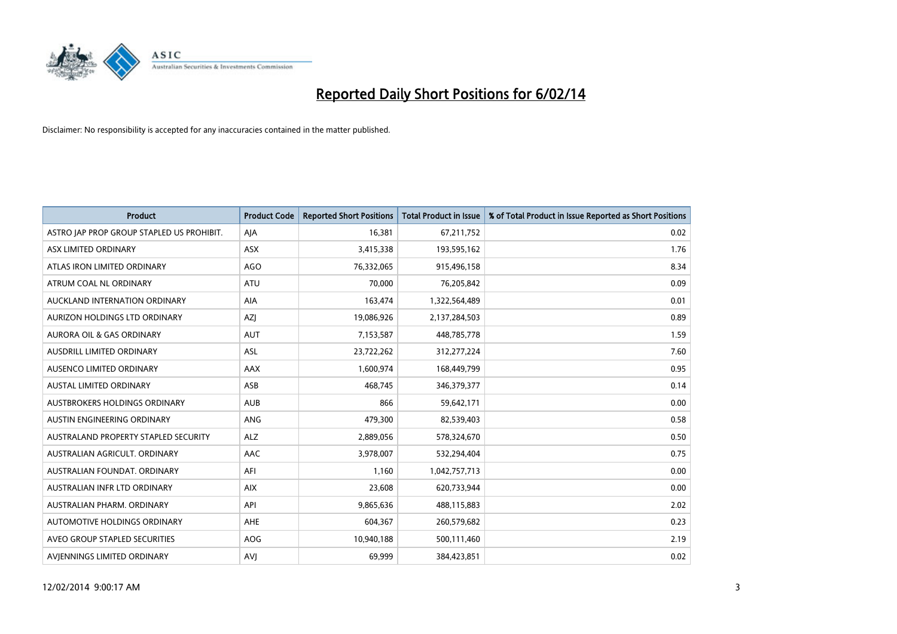# Reported Daily Short Positions for 6/02/14

Disclaimer: No responsibility is accepted for any inaccuracies contained in the matter published.

| Product | Product Code | Reported Short Positions | Total Product in Issue | % of Total Product in Issue Reported as Short Positions |
|---|---|---|---|---|
| ASTRO JAP PROP GROUP STAPLED US PROHIBIT. | AJA | 16,381 | 67,211,752 | 0.02 |
| ASX LIMITED ORDINARY | ASX | 3,415,338 | 193,595,162 | 1.76 |
| ATLAS IRON LIMITED ORDINARY | AGO | 76,332,065 | 915,496,158 | 8.34 |
| ATRUM COAL NL ORDINARY | ATU | 70,000 | 76,205,842 | 0.09 |
| AUCKLAND INTERNATION ORDINARY | AIA | 163,474 | 1,322,564,489 | 0.01 |
| AURIZON HOLDINGS LTD ORDINARY | AZJ | 19,086,926 | 2,137,284,503 | 0.89 |
| AURORA OIL & GAS ORDINARY | AUT | 7,153,587 | 448,785,778 | 1.59 |
| AUSDRILL LIMITED ORDINARY | ASL | 23,722,262 | 312,277,224 | 7.60 |
| AUSENCO LIMITED ORDINARY | AAX | 1,600,974 | 168,449,799 | 0.95 |
| AUSTAL LIMITED ORDINARY | ASB | 468,745 | 346,379,377 | 0.14 |
| AUSTBROKERS HOLDINGS ORDINARY | AUB | 866 | 59,642,171 | 0.00 |
| AUSTIN ENGINEERING ORDINARY | ANG | 479,300 | 82,539,403 | 0.58 |
| AUSTRALAND PROPERTY STAPLED SECURITY | ALZ | 2,889,056 | 578,324,670 | 0.50 |
| AUSTRALIAN AGRICULT. ORDINARY | AAC | 3,978,007 | 532,294,404 | 0.75 |
| AUSTRALIAN FOUNDAT. ORDINARY | AFI | 1,160 | 1,042,757,713 | 0.00 |
| AUSTRALIAN INFR LTD ORDINARY | AIX | 23,608 | 620,733,944 | 0.00 |
| AUSTRALIAN PHARM. ORDINARY | API | 9,865,636 | 488,115,883 | 2.02 |
| AUTOMOTIVE HOLDINGS ORDINARY | AHE | 604,367 | 260,579,682 | 0.23 |
| AVEO GROUP STAPLED SECURITIES | AOG | 10,940,188 | 500,111,460 | 2.19 |
| AVJENNINGS LIMITED ORDINARY | AVJ | 69,999 | 384,423,851 | 0.02 |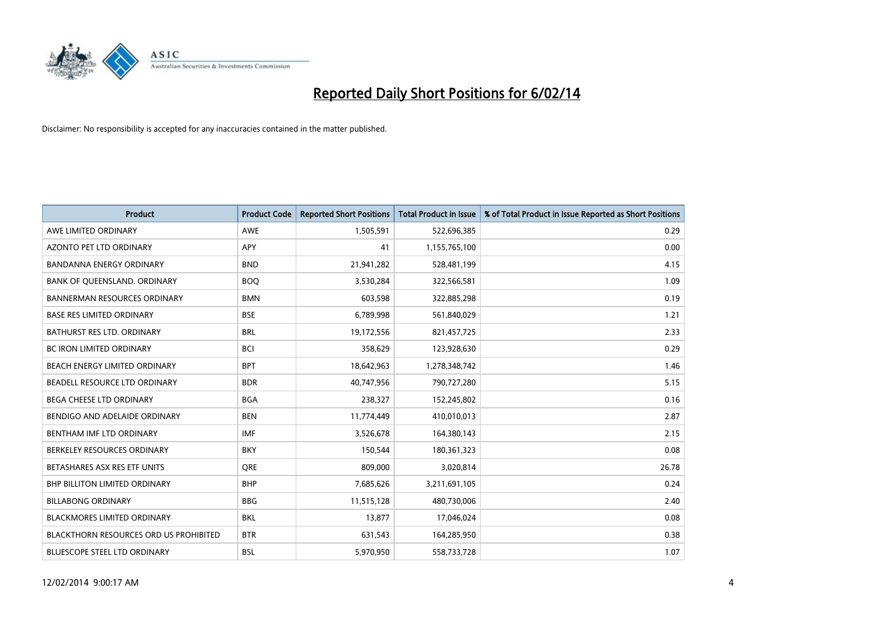# Reported Daily Short Positions for 6/02/14

Disclaimer: No responsibility is accepted for any inaccuracies contained in the matter published.

| Product | Product Code | Reported Short Positions | Total Product in Issue | % of Total Product in Issue Reported as Short Positions |
|---|---|---|---|---|
| AWE LIMITED ORDINARY | AWE | 1,505,591 | 522,696,385 | 0.29 |
| AZONTO PET LTD ORDINARY | APY | 41 | 1,155,765,100 | 0.00 |
| BANDANNA ENERGY ORDINARY | BND | 21,941,282 | 528,481,199 | 4.15 |
| BANK OF QUEENSLAND. ORDINARY | BOQ | 3,530,284 | 322,566,581 | 1.09 |
| BANNERMAN RESOURCES ORDINARY | BMN | 603,598 | 322,885,298 | 0.19 |
| BASE RES LIMITED ORDINARY | BSE | 6,789,998 | 561,840,029 | 1.21 |
| BATHURST RES LTD. ORDINARY | BRL | 19,172,556 | 821,457,725 | 2.33 |
| BC IRON LIMITED ORDINARY | BCI | 358,629 | 123,928,630 | 0.29 |
| BEACH ENERGY LIMITED ORDINARY | BPT | 18,642,963 | 1,278,348,742 | 1.46 |
| BEADELL RESOURCE LTD ORDINARY | BDR | 40,747,956 | 790,727,280 | 5.15 |
| BEGA CHEESE LTD ORDINARY | BGA | 238,327 | 152,245,802 | 0.16 |
| BENDIGO AND ADELAIDE ORDINARY | BEN | 11,774,449 | 410,010,013 | 2.87 |
| BENTHAM IMF LTD ORDINARY | IMF | 3,526,678 | 164,380,143 | 2.15 |
| BERKELEY RESOURCES ORDINARY | BKY | 150,544 | 180,361,323 | 0.08 |
| BETASHARES ASX RES ETF UNITS | QRE | 809,000 | 3,020,814 | 26.78 |
| BHP BILLITON LIMITED ORDINARY | BHP | 7,685,626 | 3,211,691,105 | 0.24 |
| BILLABONG ORDINARY | BBG | 11,515,128 | 480,730,006 | 2.40 |
| BLACKMORES LIMITED ORDINARY | BKL | 13,877 | 17,046,024 | 0.08 |
| BLACKTHORN RESOURCES ORD US PROHIBITED | BTR | 631,543 | 164,285,950 | 0.38 |
| BLUESCOPE STEEL LTD ORDINARY | BSL | 5,970,950 | 558,733,728 | 1.07 |

12/02/2014 9:00:17 AM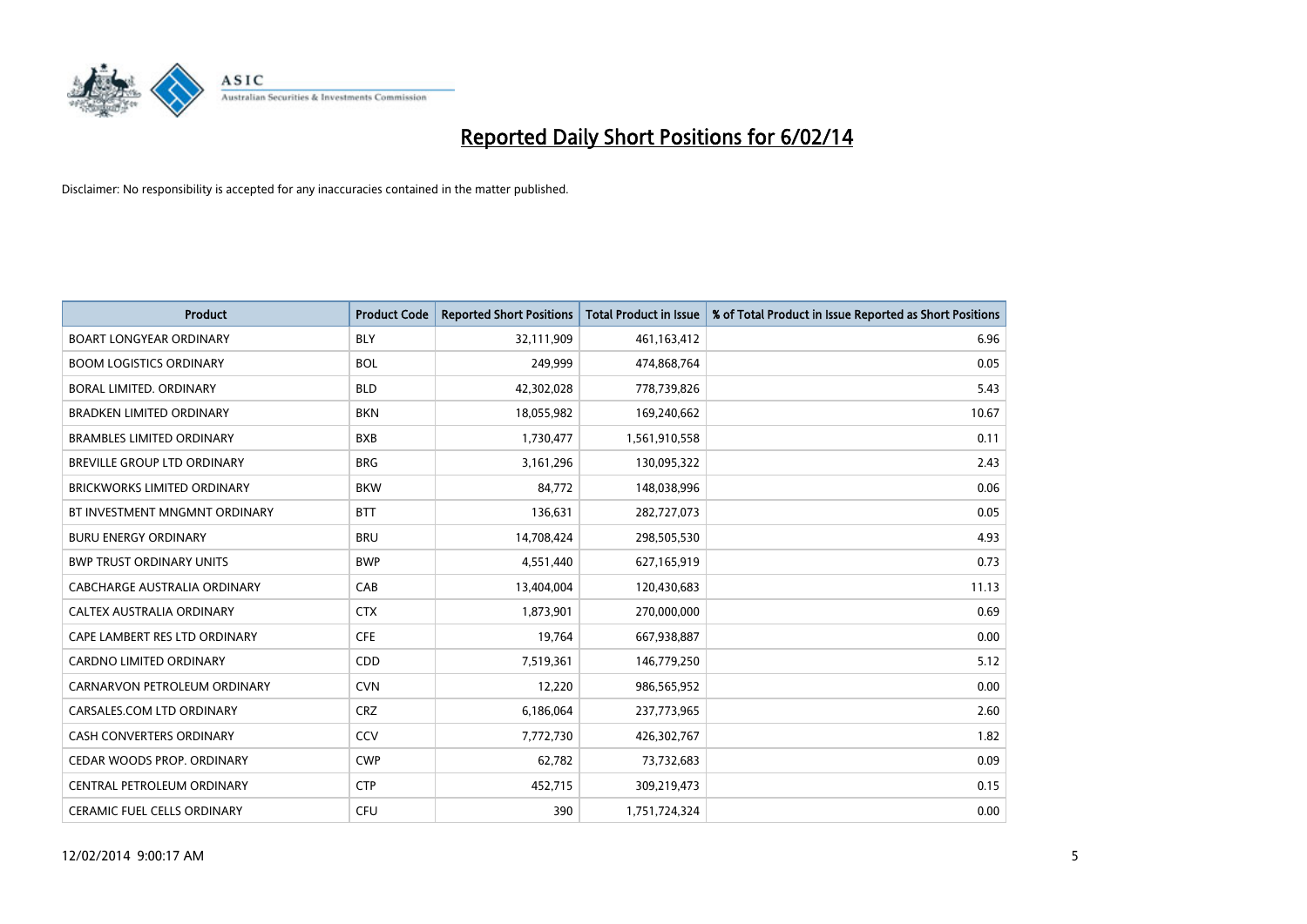# Reported Daily Short Positions for 6/02/14

Disclaimer: No responsibility is accepted for any inaccuracies contained in the matter published.

| Product | Product Code | Reported Short Positions | Total Product in Issue | % of Total Product in Issue Reported as Short Positions |
|---|---|---|---|---|
| BOART LONGYEAR ORDINARY | BLY | 32,111,909 | 461,163,412 | 6.96 |
| BOOM LOGISTICS ORDINARY | BOL | 249,999 | 474,868,764 | 0.05 |
| BORAL LIMITED. ORDINARY | BLD | 42,302,028 | 778,739,826 | 5.43 |
| BRADKEN LIMITED ORDINARY | BKN | 18,055,982 | 169,240,662 | 10.67 |
| BRAMBLES LIMITED ORDINARY | BXB | 1,730,477 | 1,561,910,558 | 0.11 |
| BREVILLE GROUP LTD ORDINARY | BRG | 3,161,296 | 130,095,322 | 2.43 |
| BRICKWORKS LIMITED ORDINARY | BKW | 84,772 | 148,038,996 | 0.06 |
| BT INVESTMENT MNGMNT ORDINARY | BTT | 136,631 | 282,727,073 | 0.05 |
| BURU ENERGY ORDINARY | BRU | 14,708,424 | 298,505,530 | 4.93 |
| BWP TRUST ORDINARY UNITS | BWP | 4,551,440 | 627,165,919 | 0.73 |
| CABCHARGE AUSTRALIA ORDINARY | CAB | 13,404,004 | 120,430,683 | 11.13 |
| CALTEX AUSTRALIA ORDINARY | CTX | 1,873,901 | 270,000,000 | 0.69 |
| CAPE LAMBERT RES LTD ORDINARY | CFE | 19,764 | 667,938,887 | 0.00 |
| CARDNO LIMITED ORDINARY | CDD | 7,519,361 | 146,779,250 | 5.12 |
| CARNARVON PETROLEUM ORDINARY | CVN | 12,220 | 986,565,952 | 0.00 |
| CARSALES.COM LTD ORDINARY | CRZ | 6,186,064 | 237,773,965 | 2.60 |
| CASH CONVERTERS ORDINARY | CCV | 7,772,730 | 426,302,767 | 1.82 |
| CEDAR WOODS PROP. ORDINARY | CWP | 62,782 | 73,732,683 | 0.09 |
| CENTRAL PETROLEUM ORDINARY | CTP | 452,715 | 309,219,473 | 0.15 |
| CERAMIC FUEL CELLS ORDINARY | CFU | 390 | 1,751,724,324 | 0.00 |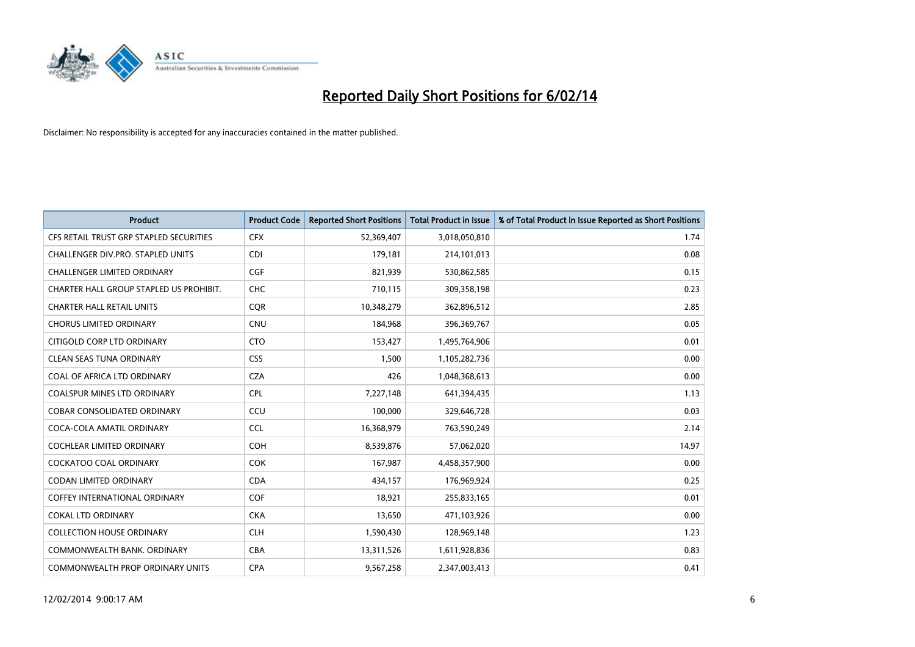# Reported Daily Short Positions for 6/02/14

Disclaimer: No responsibility is accepted for any inaccuracies contained in the matter published.

| Product | Product Code | Reported Short Positions | Total Product in Issue | % of Total Product in Issue Reported as Short Positions |
| --- | --- | --- | --- | --- |
| CFS RETAIL TRUST GRP STAPLED SECURITIES | CFX | 52,369,407 | 3,018,050,810 | 1.74 |
| CHALLENGER DIV.PRO. STAPLED UNITS | CDI | 179,181 | 214,101,013 | 0.08 |
| CHALLENGER LIMITED ORDINARY | CGF | 821,939 | 530,862,585 | 0.15 |
| CHARTER HALL GROUP STAPLED US PROHIBIT. | CHC | 710,115 | 309,358,198 | 0.23 |
| CHARTER HALL RETAIL UNITS | CQR | 10,348,279 | 362,896,512 | 2.85 |
| CHORUS LIMITED ORDINARY | CNU | 184,968 | 396,369,767 | 0.05 |
| CITIGOLD CORP LTD ORDINARY | CTO | 153,427 | 1,495,764,906 | 0.01 |
| CLEAN SEAS TUNA ORDINARY | CSS | 1,500 | 1,105,282,736 | 0.00 |
| COAL OF AFRICA LTD ORDINARY | CZA | 426 | 1,048,368,613 | 0.00 |
| COALSPUR MINES LTD ORDINARY | CPL | 7,227,148 | 641,394,435 | 1.13 |
| COBAR CONSOLIDATED ORDINARY | CCU | 100,000 | 329,646,728 | 0.03 |
| COCA-COLA AMATIL ORDINARY | CCL | 16,368,979 | 763,590,249 | 2.14 |
| COCHLEAR LIMITED ORDINARY | COH | 8,539,876 | 57,062,020 | 14.97 |
| COCKATOO COAL ORDINARY | COK | 167,987 | 4,458,357,900 | 0.00 |
| CODAN LIMITED ORDINARY | CDA | 434,157 | 176,969,924 | 0.25 |
| COFFEY INTERNATIONAL ORDINARY | COF | 18,921 | 255,833,165 | 0.01 |
| COKAL LTD ORDINARY | CKA | 13,650 | 471,103,926 | 0.00 |
| COLLECTION HOUSE ORDINARY | CLH | 1,590,430 | 128,969,148 | 1.23 |
| COMMONWEALTH BANK. ORDINARY | CBA | 13,311,526 | 1,611,928,836 | 0.83 |
| COMMONWEALTH PROP ORDINARY UNITS | CPA | 9,567,258 | 2,347,003,413 | 0.41 |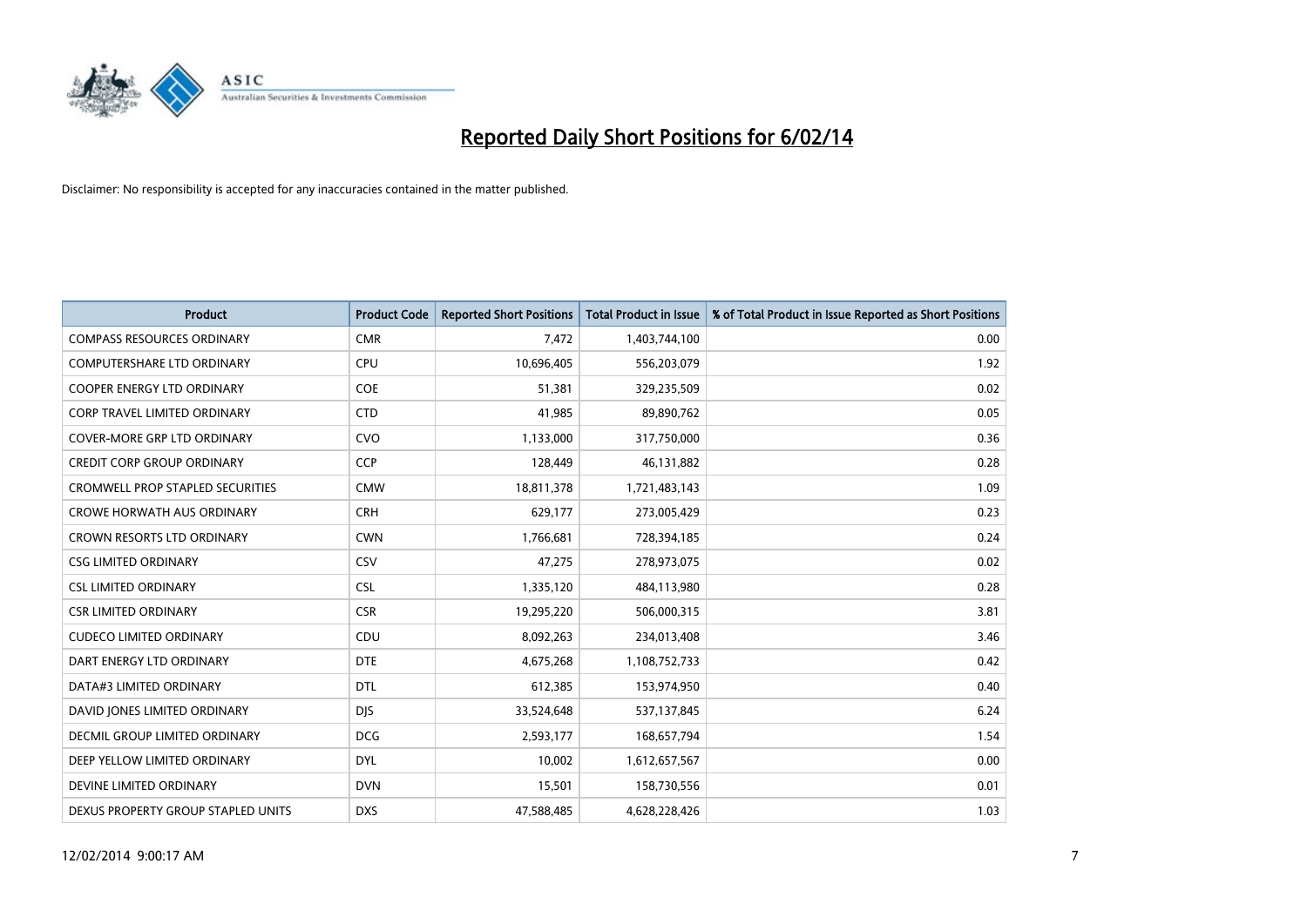# Reported Daily Short Positions for 6/02/14

Disclaimer: No responsibility is accepted for any inaccuracies contained in the matter published.

| Product | Product Code | Reported Short Positions | Total Product in Issue | % of Total Product in Issue Reported as Short Positions |
| --- | --- | --- | --- | --- |
| COMPASS RESOURCES ORDINARY | CMR | 7,472 | 1,403,744,100 | 0.00 |
| COMPUTERSHARE LTD ORDINARY | CPU | 10,696,405 | 556,203,079 | 1.92 |
| COOPER ENERGY LTD ORDINARY | COE | 51,381 | 329,235,509 | 0.02 |
| CORP TRAVEL LIMITED ORDINARY | CTD | 41,985 | 89,890,762 | 0.05 |
| COVER-MORE GRP LTD ORDINARY | CVO | 1,133,000 | 317,750,000 | 0.36 |
| CREDIT CORP GROUP ORDINARY | CCP | 128,449 | 46,131,882 | 0.28 |
| CROMWELL PROP STAPLED SECURITIES | CMW | 18,811,378 | 1,721,483,143 | 1.09 |
| CROWE HORWATH AUS ORDINARY | CRH | 629,177 | 273,005,429 | 0.23 |
| CROWN RESORTS LTD ORDINARY | CWN | 1,766,681 | 728,394,185 | 0.24 |
| CSG LIMITED ORDINARY | CSV | 47,275 | 278,973,075 | 0.02 |
| CSL LIMITED ORDINARY | CSL | 1,335,120 | 484,113,980 | 0.28 |
| CSR LIMITED ORDINARY | CSR | 19,295,220 | 506,000,315 | 3.81 |
| CUDECO LIMITED ORDINARY | CDU | 8,092,263 | 234,013,408 | 3.46 |
| DART ENERGY LTD ORDINARY | DTE | 4,675,268 | 1,108,752,733 | 0.42 |
| DATA#3 LIMITED ORDINARY | DTL | 612,385 | 153,974,950 | 0.40 |
| DAVID JONES LIMITED ORDINARY | DJS | 33,524,648 | 537,137,845 | 6.24 |
| DECMIL GROUP LIMITED ORDINARY | DCG | 2,593,177 | 168,657,794 | 1.54 |
| DEEP YELLOW LIMITED ORDINARY | DYL | 10,002 | 1,612,657,567 | 0.00 |
| DEVINE LIMITED ORDINARY | DVN | 15,501 | 158,730,556 | 0.01 |
| DEXUS PROPERTY GROUP STAPLED UNITS | DXS | 47,588,485 | 4,628,228,426 | 1.03 |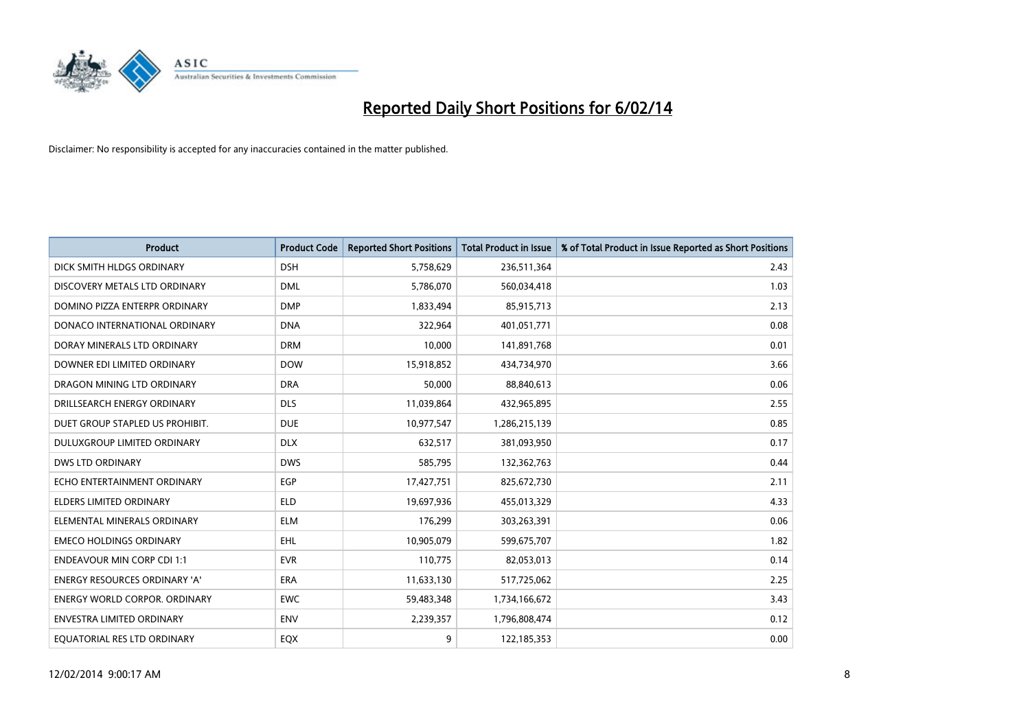# Reported Daily Short Positions for 6/02/14

Disclaimer: No responsibility is accepted for any inaccuracies contained in the matter published.

| Product | Product Code | Reported Short Positions | Total Product in Issue | % of Total Product in Issue Reported as Short Positions |
|---|---|---|---|---|
| DICK SMITH HLDGS ORDINARY | DSH | 5,758,629 | 236,511,364 | 2.43 |
| DISCOVERY METALS LTD ORDINARY | DML | 5,786,070 | 560,034,418 | 1.03 |
| DOMINO PIZZA ENTERPR ORDINARY | DMP | 1,833,494 | 85,915,713 | 2.13 |
| DONACO INTERNATIONAL ORDINARY | DNA | 322,964 | 401,051,771 | 0.08 |
| DORAY MINERALS LTD ORDINARY | DRM | 10,000 | 141,891,768 | 0.01 |
| DOWNER EDI LIMITED ORDINARY | DOW | 15,918,852 | 434,734,970 | 3.66 |
| DRAGON MINING LTD ORDINARY | DRA | 50,000 | 88,840,613 | 0.06 |
| DRILLSEARCH ENERGY ORDINARY | DLS | 11,039,864 | 432,965,895 | 2.55 |
| DUET GROUP STAPLED US PROHIBIT. | DUE | 10,977,547 | 1,286,215,139 | 0.85 |
| DULUXGROUP LIMITED ORDINARY | DLX | 632,517 | 381,093,950 | 0.17 |
| DWS LTD ORDINARY | DWS | 585,795 | 132,362,763 | 0.44 |
| ECHO ENTERTAINMENT ORDINARY | EGP | 17,427,751 | 825,672,730 | 2.11 |
| ELDERS LIMITED ORDINARY | ELD | 19,697,936 | 455,013,329 | 4.33 |
| ELEMENTAL MINERALS ORDINARY | ELM | 176,299 | 303,263,391 | 0.06 |
| EMECO HOLDINGS ORDINARY | EHL | 10,905,079 | 599,675,707 | 1.82 |
| ENDEAVOUR MIN CORP CDI 1:1 | EVR | 110,775 | 82,053,013 | 0.14 |
| ENERGY RESOURCES ORDINARY 'A' | ERA | 11,633,130 | 517,725,062 | 2.25 |
| ENERGY WORLD CORPOR. ORDINARY | EWC | 59,483,348 | 1,734,166,672 | 3.43 |
| ENVESTRA LIMITED ORDINARY | ENV | 2,239,357 | 1,796,808,474 | 0.12 |
| EQUATORIAL RES LTD ORDINARY | EQX | 9 | 122,185,353 | 0.00 |

12/02/2014 9:00:17 AM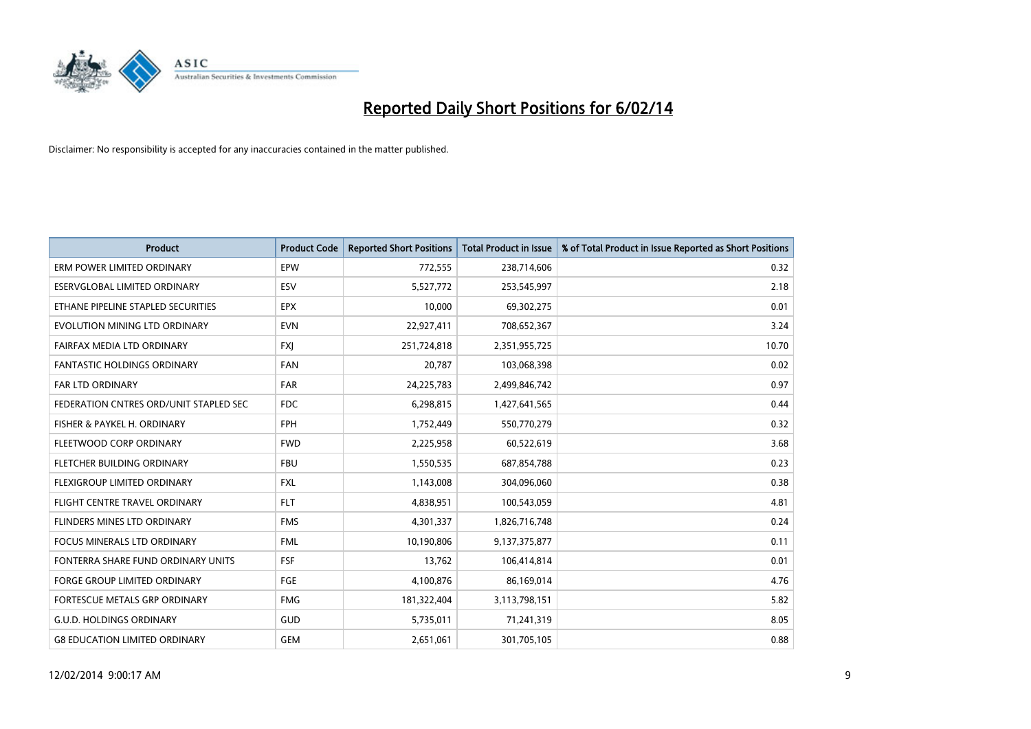# Reported Daily Short Positions for 6/02/14

Disclaimer: No responsibility is accepted for any inaccuracies contained in the matter published.

| Product | Product Code | Reported Short Positions | Total Product in Issue | % of Total Product in Issue Reported as Short Positions |
|---|---|---|---|---|
| ERM POWER LIMITED ORDINARY | EPW | 772,555 | 238,714,606 | 0.32 |
| ESERVGLOBAL LIMITED ORDINARY | ESV | 5,527,772 | 253,545,997 | 2.18 |
| ETHANE PIPELINE STAPLED SECURITIES | EPX | 10,000 | 69,302,275 | 0.01 |
| EVOLUTION MINING LTD ORDINARY | EVN | 22,927,411 | 708,652,367 | 3.24 |
| FAIRFAX MEDIA LTD ORDINARY | FXJ | 251,724,818 | 2,351,955,725 | 10.70 |
| FANTASTIC HOLDINGS ORDINARY | FAN | 20,787 | 103,068,398 | 0.02 |
| FAR LTD ORDINARY | FAR | 24,225,783 | 2,499,846,742 | 0.97 |
| FEDERATION CNTRES ORD/UNIT STAPLED SEC | FDC | 6,298,815 | 1,427,641,565 | 0.44 |
| FISHER & PAYKEL H. ORDINARY | FPH | 1,752,449 | 550,770,279 | 0.32 |
| FLEETWOOD CORP ORDINARY | FWD | 2,225,958 | 60,522,619 | 3.68 |
| FLETCHER BUILDING ORDINARY | FBU | 1,550,535 | 687,854,788 | 0.23 |
| FLEXIGROUP LIMITED ORDINARY | FXL | 1,143,008 | 304,096,060 | 0.38 |
| FLIGHT CENTRE TRAVEL ORDINARY | FLT | 4,838,951 | 100,543,059 | 4.81 |
| FLINDERS MINES LTD ORDINARY | FMS | 4,301,337 | 1,826,716,748 | 0.24 |
| FOCUS MINERALS LTD ORDINARY | FML | 10,190,806 | 9,137,375,877 | 0.11 |
| FONTERRA SHARE FUND ORDINARY UNITS | FSF | 13,762 | 106,414,814 | 0.01 |
| FORGE GROUP LIMITED ORDINARY | FGE | 4,100,876 | 86,169,014 | 4.76 |
| FORTESCUE METALS GRP ORDINARY | FMG | 181,322,404 | 3,113,798,151 | 5.82 |
| G.U.D. HOLDINGS ORDINARY | GUD | 5,735,011 | 71,241,319 | 8.05 |
| G8 EDUCATION LIMITED ORDINARY | GEM | 2,651,061 | 301,705,105 | 0.88 |

12/02/2014 9:00:17 AM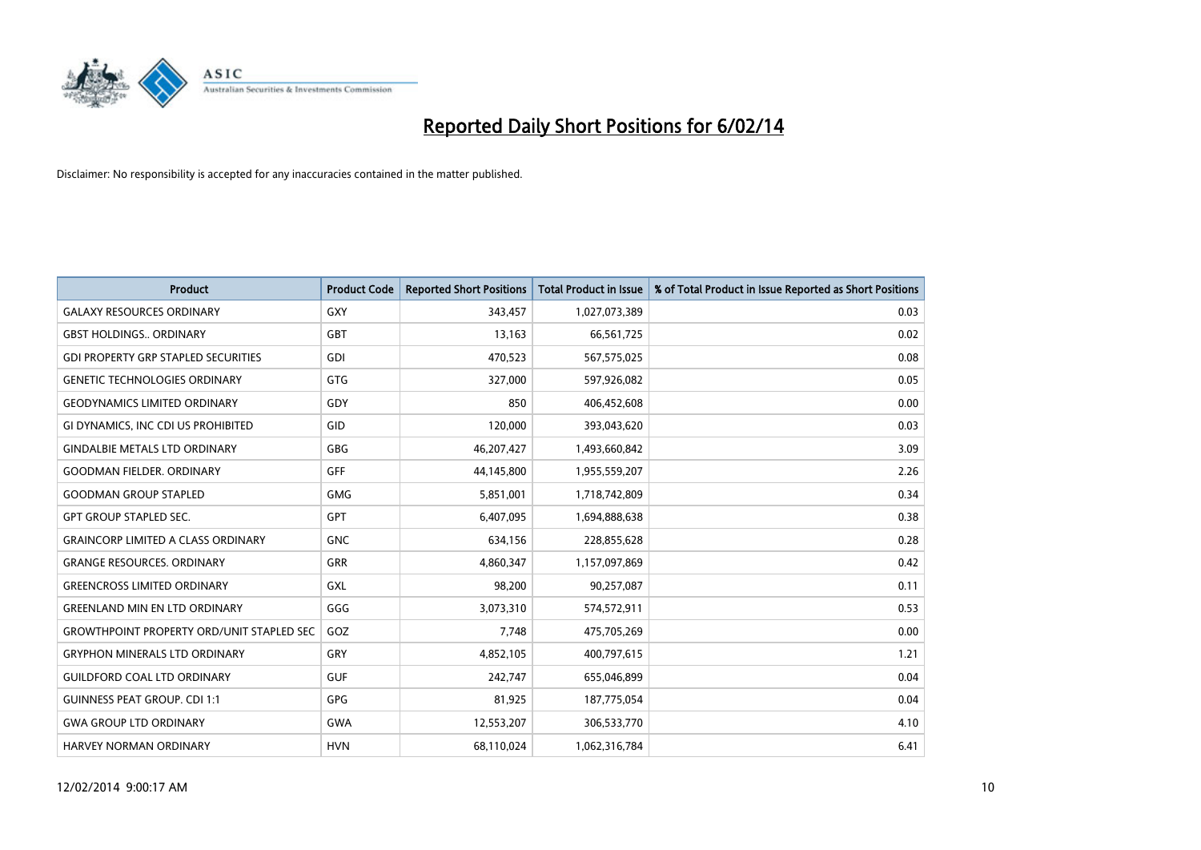# Reported Daily Short Positions for 6/02/14

Disclaimer: No responsibility is accepted for any inaccuracies contained in the matter published.

| Product | Product Code | Reported Short Positions | Total Product in Issue | % of Total Product in Issue Reported as Short Positions |
|---|---|---|---|---|
| GALAXY RESOURCES ORDINARY | GXY | 343,457 | 1,027,073,389 | 0.03 |
| GBST HOLDINGS.. ORDINARY | GBT | 13,163 | 66,561,725 | 0.02 |
| GDI PROPERTY GRP STAPLED SECURITIES | GDI | 470,523 | 567,575,025 | 0.08 |
| GENETIC TECHNOLOGIES ORDINARY | GTG | 327,000 | 597,926,082 | 0.05 |
| GEODYNAMICS LIMITED ORDINARY | GDY | 850 | 406,452,608 | 0.00 |
| GI DYNAMICS, INC CDI US PROHIBITED | GID | 120,000 | 393,043,620 | 0.03 |
| GINDALBIE METALS LTD ORDINARY | GBG | 46,207,427 | 1,493,660,842 | 3.09 |
| GOODMAN FIELDER. ORDINARY | GFF | 44,145,800 | 1,955,559,207 | 2.26 |
| GOODMAN GROUP STAPLED | GMG | 5,851,001 | 1,718,742,809 | 0.34 |
| GPT GROUP STAPLED SEC. | GPT | 6,407,095 | 1,694,888,638 | 0.38 |
| GRAINCORP LIMITED A CLASS ORDINARY | GNC | 634,156 | 228,855,628 | 0.28 |
| GRANGE RESOURCES. ORDINARY | GRR | 4,860,347 | 1,157,097,869 | 0.42 |
| GREENCROSS LIMITED ORDINARY | GXL | 98,200 | 90,257,087 | 0.11 |
| GREENLAND MIN EN LTD ORDINARY | GGG | 3,073,310 | 574,572,911 | 0.53 |
| GROWTHPOINT PROPERTY ORD/UNIT STAPLED SEC | GOZ | 7,748 | 475,705,269 | 0.00 |
| GRYPHON MINERALS LTD ORDINARY | GRY | 4,852,105 | 400,797,615 | 1.21 |
| GUILDFORD COAL LTD ORDINARY | GUF | 242,747 | 655,046,899 | 0.04 |
| GUINNESS PEAT GROUP. CDI 1:1 | GPG | 81,925 | 187,775,054 | 0.04 |
| GWA GROUP LTD ORDINARY | GWA | 12,553,207 | 306,533,770 | 4.10 |
| HARVEY NORMAN ORDINARY | HVN | 68,110,024 | 1,062,316,784 | 6.41 |

12/02/2014 9:00:17 AM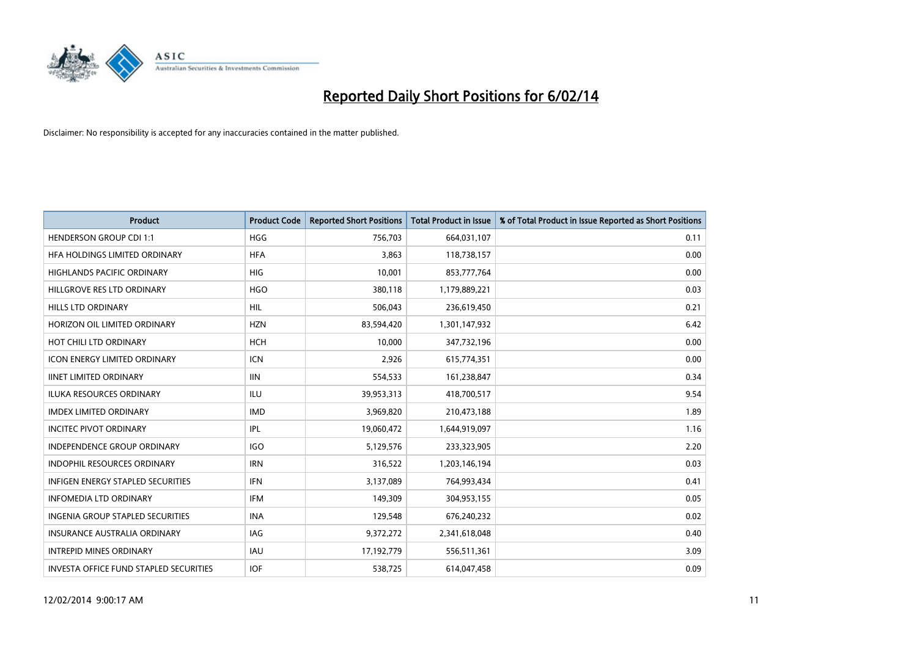# Reported Daily Short Positions for 6/02/14

Disclaimer: No responsibility is accepted for any inaccuracies contained in the matter published.

| Product | Product Code | Reported Short Positions | Total Product in Issue | % of Total Product in Issue Reported as Short Positions |
|---|---|---|---|---|
| HENDERSON GROUP CDI 1:1 | HGG | 756,703 | 664,031,107 | 0.11 |
| HFA HOLDINGS LIMITED ORDINARY | HFA | 3,863 | 118,738,157 | 0.00 |
| HIGHLANDS PACIFIC ORDINARY | HIG | 10,001 | 853,777,764 | 0.00 |
| HILLGROVE RES LTD ORDINARY | HGO | 380,118 | 1,179,889,221 | 0.03 |
| HILLS LTD ORDINARY | HIL | 506,043 | 236,619,450 | 0.21 |
| HORIZON OIL LIMITED ORDINARY | HZN | 83,594,420 | 1,301,147,932 | 6.42 |
| HOT CHILI LTD ORDINARY | HCH | 10,000 | 347,732,196 | 0.00 |
| ICON ENERGY LIMITED ORDINARY | ICN | 2,926 | 615,774,351 | 0.00 |
| IINET LIMITED ORDINARY | IIN | 554,533 | 161,238,847 | 0.34 |
| ILUKA RESOURCES ORDINARY | ILU | 39,953,313 | 418,700,517 | 9.54 |
| IMDEX LIMITED ORDINARY | IMD | 3,969,820 | 210,473,188 | 1.89 |
| INCITEC PIVOT ORDINARY | IPL | 19,060,472 | 1,644,919,097 | 1.16 |
| INDEPENDENCE GROUP ORDINARY | IGO | 5,129,576 | 233,323,905 | 2.20 |
| INDOPHIL RESOURCES ORDINARY | IRN | 316,522 | 1,203,146,194 | 0.03 |
| INFIGEN ENERGY STAPLED SECURITIES | IFN | 3,137,089 | 764,993,434 | 0.41 |
| INFOMEDIA LTD ORDINARY | IFM | 149,309 | 304,953,155 | 0.05 |
| INGENIA GROUP STAPLED SECURITIES | INA | 129,548 | 676,240,232 | 0.02 |
| INSURANCE AUSTRALIA ORDINARY | IAG | 9,372,272 | 2,341,618,048 | 0.40 |
| INTREPID MINES ORDINARY | IAU | 17,192,779 | 556,511,361 | 3.09 |
| INVESTA OFFICE FUND STAPLED SECURITIES | IOF | 538,725 | 614,047,458 | 0.09 |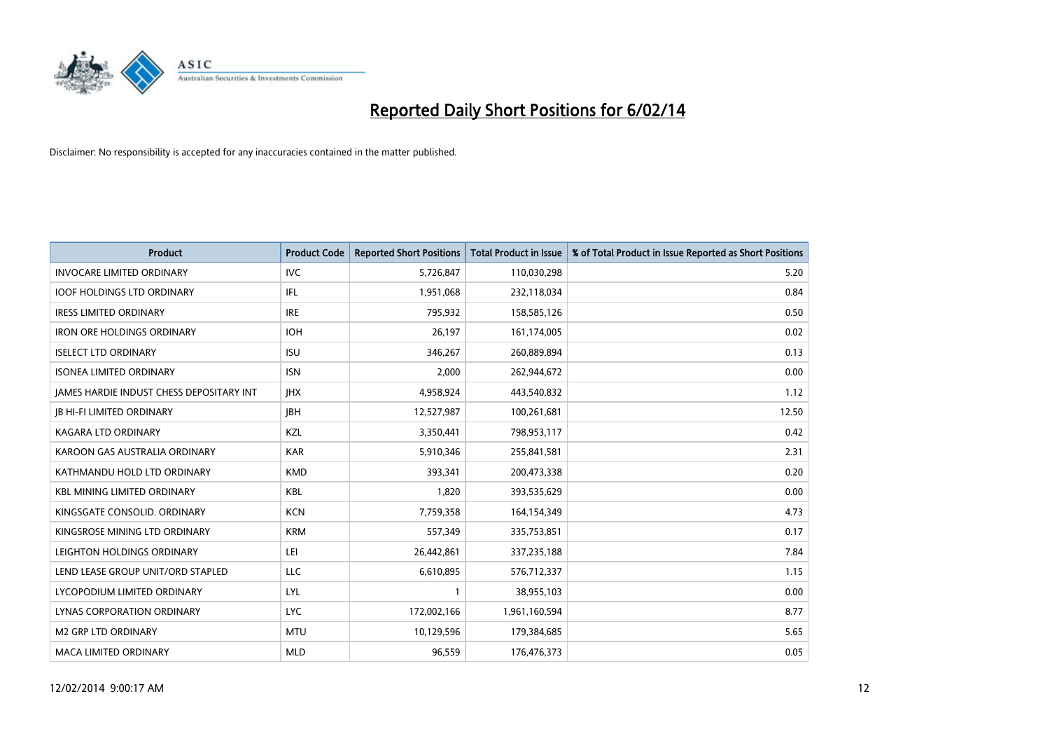# Reported Daily Short Positions for 6/02/14

Disclaimer: No responsibility is accepted for any inaccuracies contained in the matter published.

| Product | Product Code | Reported Short Positions | Total Product in Issue | % of Total Product in Issue Reported as Short Positions |
|---|---|---|---|---|
| INVOCARE LIMITED ORDINARY | IVC | 5,726,847 | 110,030,298 | 5.20 |
| IOOF HOLDINGS LTD ORDINARY | IFL | 1,951,068 | 232,118,034 | 0.84 |
| IRESS LIMITED ORDINARY | IRE | 795,932 | 158,585,126 | 0.50 |
| IRON ORE HOLDINGS ORDINARY | IOH | 26,197 | 161,174,005 | 0.02 |
| ISELECT LTD ORDINARY | ISU | 346,267 | 260,889,894 | 0.13 |
| ISONEA LIMITED ORDINARY | ISN | 2,000 | 262,944,672 | 0.00 |
| JAMES HARDIE INDUST CHESS DEPOSITARY INT | JHX | 4,958,924 | 443,540,832 | 1.12 |
| JB HI-FI LIMITED ORDINARY | JBH | 12,527,987 | 100,261,681 | 12.50 |
| KAGARA LTD ORDINARY | KZL | 3,350,441 | 798,953,117 | 0.42 |
| KAROON GAS AUSTRALIA ORDINARY | KAR | 5,910,346 | 255,841,581 | 2.31 |
| KATHMANDU HOLD LTD ORDINARY | KMD | 393,341 | 200,473,338 | 0.20 |
| KBL MINING LIMITED ORDINARY | KBL | 1,820 | 393,535,629 | 0.00 |
| KINGSGATE CONSOLID. ORDINARY | KCN | 7,759,358 | 164,154,349 | 4.73 |
| KINGSROSE MINING LTD ORDINARY | KRM | 557,349 | 335,753,851 | 0.17 |
| LEIGHTON HOLDINGS ORDINARY | LEI | 26,442,861 | 337,235,188 | 7.84 |
| LEND LEASE GROUP UNIT/ORD STAPLED | LLC | 6,610,895 | 576,712,337 | 1.15 |
| LYCOPODIUM LIMITED ORDINARY | LYL | 1 | 38,955,103 | 0.00 |
| LYNAS CORPORATION ORDINARY | LYC | 172,002,166 | 1,961,160,594 | 8.77 |
| M2 GRP LTD ORDINARY | MTU | 10,129,596 | 179,384,685 | 5.65 |
| MACA LIMITED ORDINARY | MLD | 96,559 | 176,476,373 | 0.05 |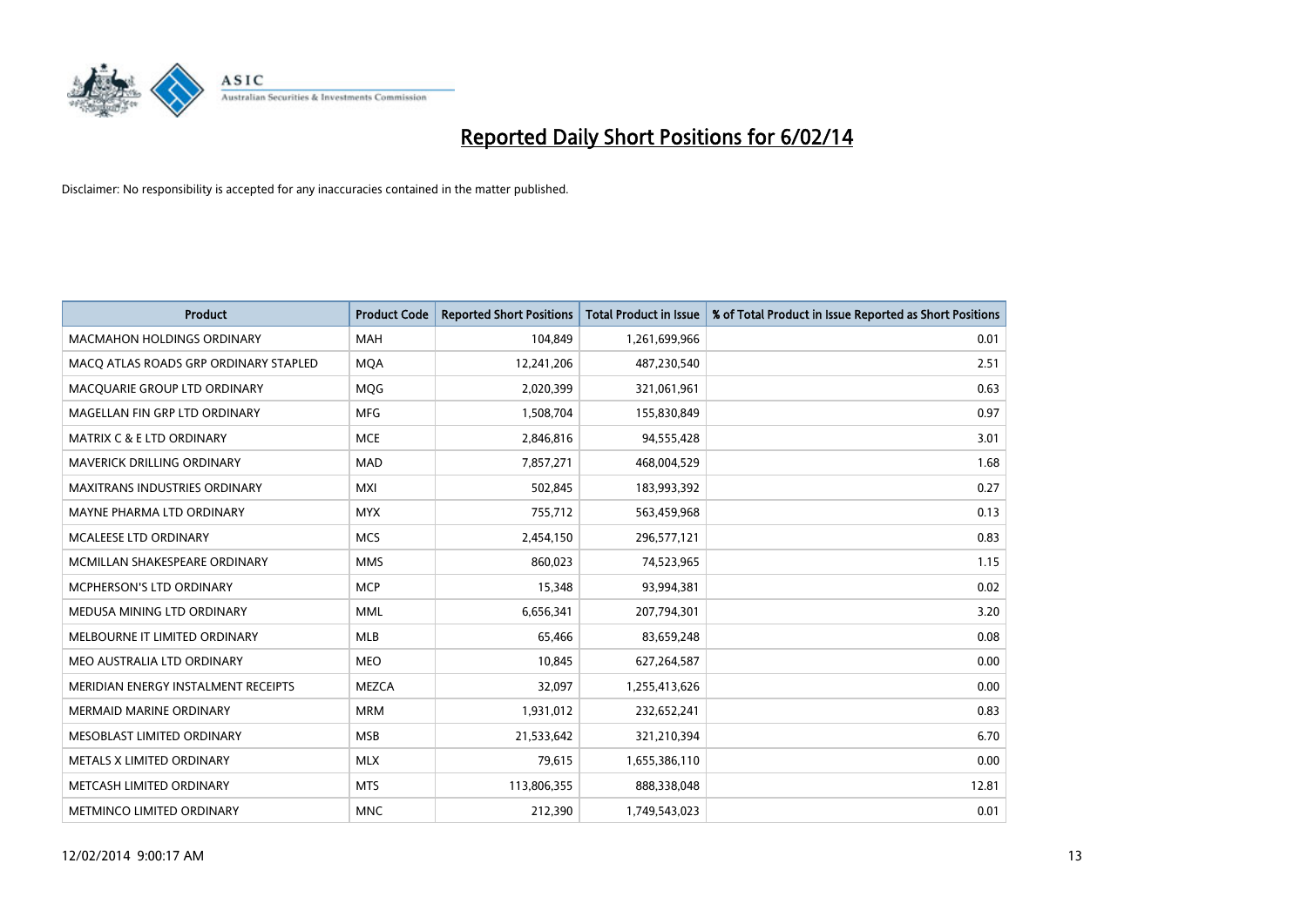# Reported Daily Short Positions for 6/02/14

Disclaimer: No responsibility is accepted for any inaccuracies contained in the matter published.

| Product | Product Code | Reported Short Positions | Total Product in Issue | % of Total Product in Issue Reported as Short Positions |
|---|---|---|---|---|
| MACMAHON HOLDINGS ORDINARY | MAH | 104,849 | 1,261,699,966 | 0.01 |
| MACQ ATLAS ROADS GRP ORDINARY STAPLED | MQA | 12,241,206 | 487,230,540 | 2.51 |
| MACQUARIE GROUP LTD ORDINARY | MQG | 2,020,399 | 321,061,961 | 0.63 |
| MAGELLAN FIN GRP LTD ORDINARY | MFG | 1,508,704 | 155,830,849 | 0.97 |
| MATRIX C & E LTD ORDINARY | MCE | 2,846,816 | 94,555,428 | 3.01 |
| MAVERICK DRILLING ORDINARY | MAD | 7,857,271 | 468,004,529 | 1.68 |
| MAXITRANS INDUSTRIES ORDINARY | MXI | 502,845 | 183,993,392 | 0.27 |
| MAYNE PHARMA LTD ORDINARY | MYX | 755,712 | 563,459,968 | 0.13 |
| MCALEESE LTD ORDINARY | MCS | 2,454,150 | 296,577,121 | 0.83 |
| MCMILLAN SHAKESPEARE ORDINARY | MMS | 860,023 | 74,523,965 | 1.15 |
| MCPHERSON'S LTD ORDINARY | MCP | 15,348 | 93,994,381 | 0.02 |
| MEDUSA MINING LTD ORDINARY | MML | 6,656,341 | 207,794,301 | 3.20 |
| MELBOURNE IT LIMITED ORDINARY | MLB | 65,466 | 83,659,248 | 0.08 |
| MEO AUSTRALIA LTD ORDINARY | MEO | 10,845 | 627,264,587 | 0.00 |
| MERIDIAN ENERGY INSTALMENT RECEIPTS | MEZCA | 32,097 | 1,255,413,626 | 0.00 |
| MERMAID MARINE ORDINARY | MRM | 1,931,012 | 232,652,241 | 0.83 |
| MESOBLAST LIMITED ORDINARY | MSB | 21,533,642 | 321,210,394 | 6.70 |
| METALS X LIMITED ORDINARY | MLX | 79,615 | 1,655,386,110 | 0.00 |
| METCASH LIMITED ORDINARY | MTS | 113,806,355 | 888,338,048 | 12.81 |
| METMINCO LIMITED ORDINARY | MNC | 212,390 | 1,749,543,023 | 0.01 |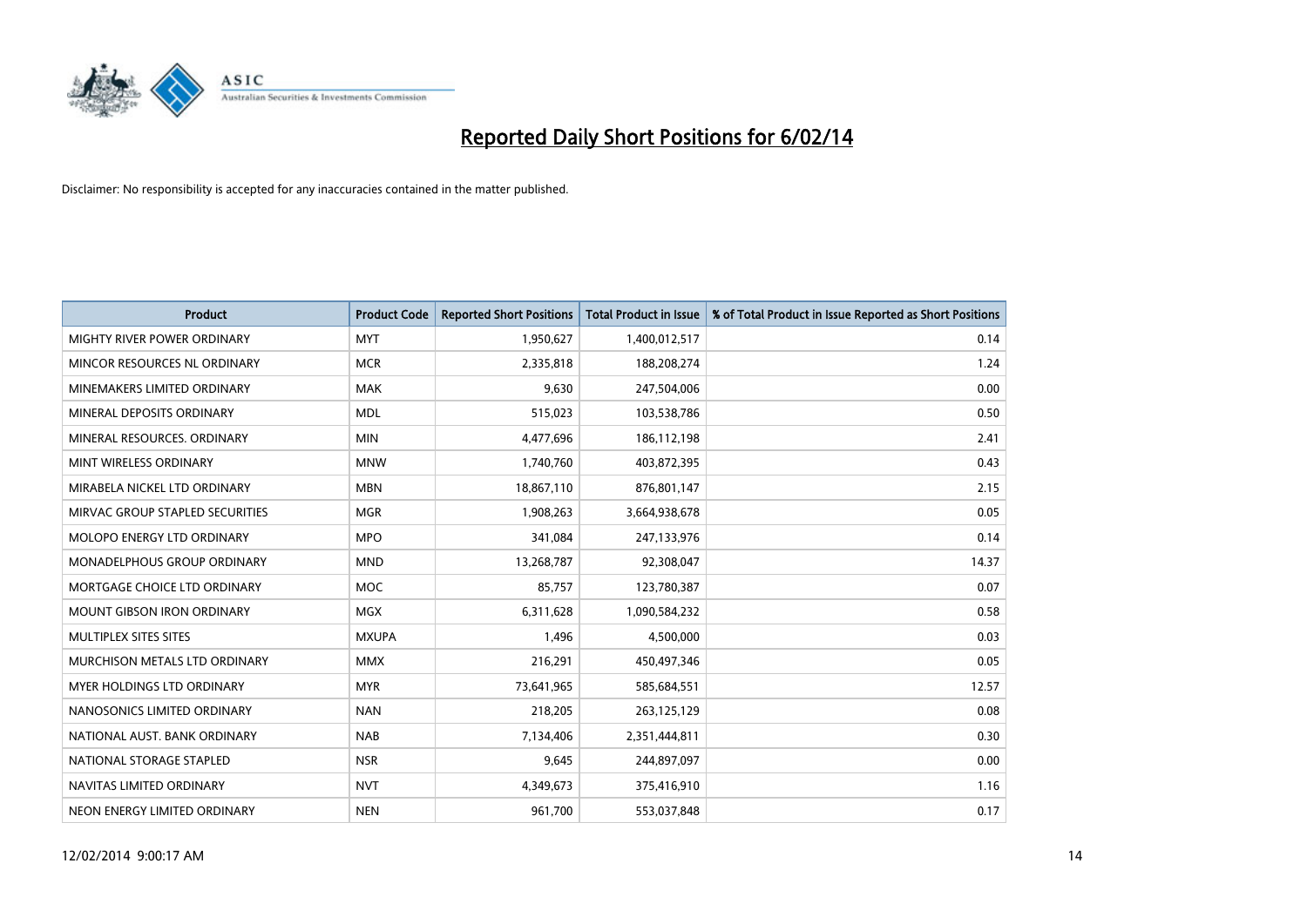# Reported Daily Short Positions for 6/02/14

Disclaimer: No responsibility is accepted for any inaccuracies contained in the matter published.

| Product | Product Code | Reported Short Positions | Total Product in Issue | % of Total Product in Issue Reported as Short Positions |
|---|---|---|---|---|
| MIGHTY RIVER POWER ORDINARY | MYT | 1,950,627 | 1,400,012,517 | 0.14 |
| MINCOR RESOURCES NL ORDINARY | MCR | 2,335,818 | 188,208,274 | 1.24 |
| MINEMAKERS LIMITED ORDINARY | MAK | 9,630 | 247,504,006 | 0.00 |
| MINERAL DEPOSITS ORDINARY | MDL | 515,023 | 103,538,786 | 0.50 |
| MINERAL RESOURCES. ORDINARY | MIN | 4,477,696 | 186,112,198 | 2.41 |
| MINT WIRELESS ORDINARY | MNW | 1,740,760 | 403,872,395 | 0.43 |
| MIRABELA NICKEL LTD ORDINARY | MBN | 18,867,110 | 876,801,147 | 2.15 |
| MIRVAC GROUP STAPLED SECURITIES | MGR | 1,908,263 | 3,664,938,678 | 0.05 |
| MOLOPO ENERGY LTD ORDINARY | MPO | 341,084 | 247,133,976 | 0.14 |
| MONADELPHOUS GROUP ORDINARY | MND | 13,268,787 | 92,308,047 | 14.37 |
| MORTGAGE CHOICE LTD ORDINARY | MOC | 85,757 | 123,780,387 | 0.07 |
| MOUNT GIBSON IRON ORDINARY | MGX | 6,311,628 | 1,090,584,232 | 0.58 |
| MULTIPLEX SITES SITES | MXUPA | 1,496 | 4,500,000 | 0.03 |
| MURCHISON METALS LTD ORDINARY | MMX | 216,291 | 450,497,346 | 0.05 |
| MYER HOLDINGS LTD ORDINARY | MYR | 73,641,965 | 585,684,551 | 12.57 |
| NANOSONICS LIMITED ORDINARY | NAN | 218,205 | 263,125,129 | 0.08 |
| NATIONAL AUST. BANK ORDINARY | NAB | 7,134,406 | 2,351,444,811 | 0.30 |
| NATIONAL STORAGE STAPLED | NSR | 9,645 | 244,897,097 | 0.00 |
| NAVITAS LIMITED ORDINARY | NVT | 4,349,673 | 375,416,910 | 1.16 |
| NEON ENERGY LIMITED ORDINARY | NEN | 961,700 | 553,037,848 | 0.17 |

12/02/2014 9:00:17 AM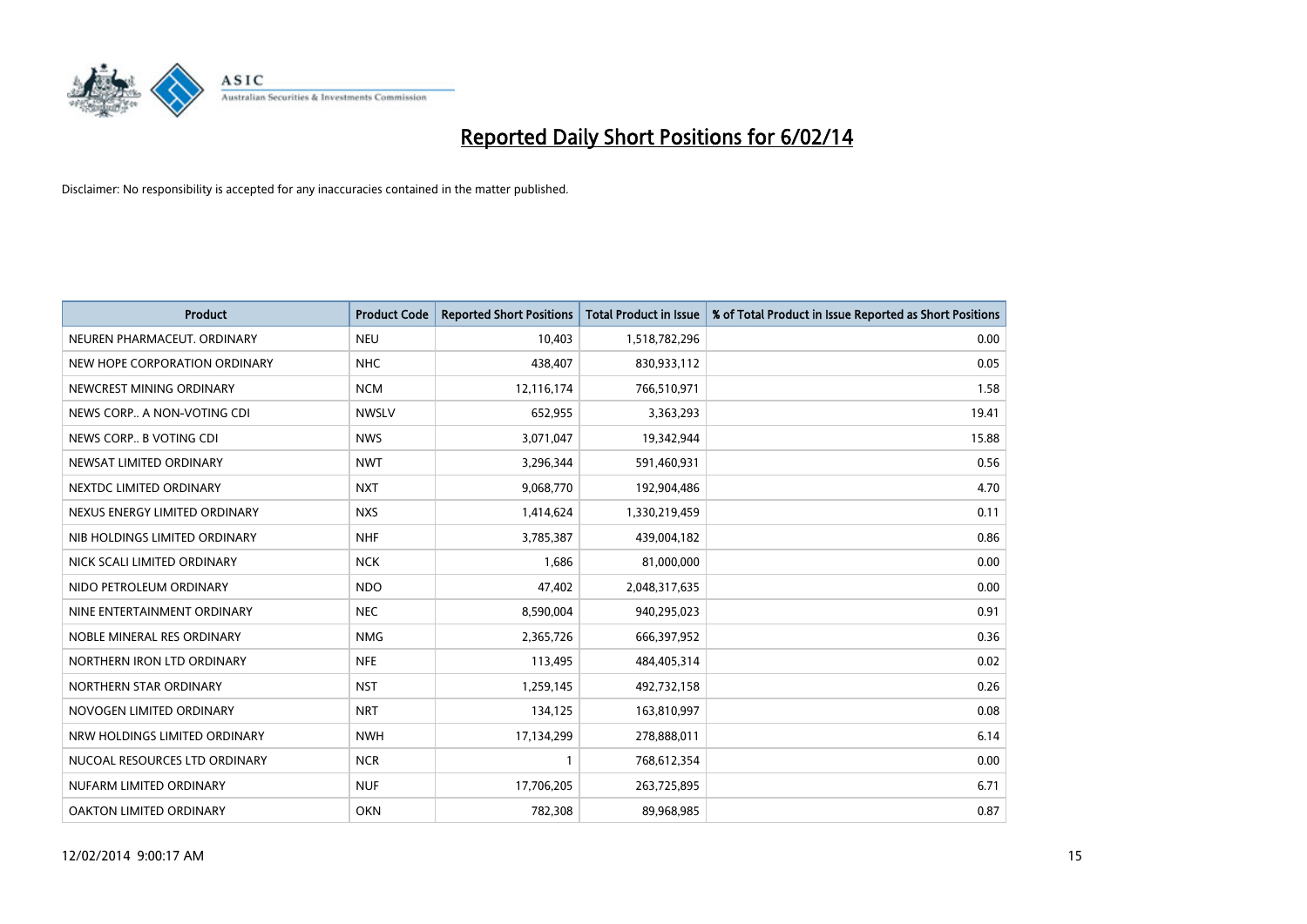# Reported Daily Short Positions for 6/02/14

Disclaimer: No responsibility is accepted for any inaccuracies contained in the matter published.

| Product | Product Code | Reported Short Positions | Total Product in Issue | % of Total Product in Issue Reported as Short Positions |
|---|---|---|---|---|
| NEUREN PHARMACEUT. ORDINARY | NEU | 10,403 | 1,518,782,296 | 0.00 |
| NEW HOPE CORPORATION ORDINARY | NHC | 438,407 | 830,933,112 | 0.05 |
| NEWCREST MINING ORDINARY | NCM | 12,116,174 | 766,510,971 | 1.58 |
| NEWS CORP.. A NON-VOTING CDI | NWSLV | 652,955 | 3,363,293 | 19.41 |
| NEWS CORP.. B VOTING CDI | NWS | 3,071,047 | 19,342,944 | 15.88 |
| NEWSAT LIMITED ORDINARY | NWT | 3,296,344 | 591,460,931 | 0.56 |
| NEXTDC LIMITED ORDINARY | NXT | 9,068,770 | 192,904,486 | 4.70 |
| NEXUS ENERGY LIMITED ORDINARY | NXS | 1,414,624 | 1,330,219,459 | 0.11 |
| NIB HOLDINGS LIMITED ORDINARY | NHF | 3,785,387 | 439,004,182 | 0.86 |
| NICK SCALI LIMITED ORDINARY | NCK | 1,686 | 81,000,000 | 0.00 |
| NIDO PETROLEUM ORDINARY | NDO | 47,402 | 2,048,317,635 | 0.00 |
| NINE ENTERTAINMENT ORDINARY | NEC | 8,590,004 | 940,295,023 | 0.91 |
| NOBLE MINERAL RES ORDINARY | NMG | 2,365,726 | 666,397,952 | 0.36 |
| NORTHERN IRON LTD ORDINARY | NFE | 113,495 | 484,405,314 | 0.02 |
| NORTHERN STAR ORDINARY | NST | 1,259,145 | 492,732,158 | 0.26 |
| NOVOGEN LIMITED ORDINARY | NRT | 134,125 | 163,810,997 | 0.08 |
| NRW HOLDINGS LIMITED ORDINARY | NWH | 17,134,299 | 278,888,011 | 6.14 |
| NUCOAL RESOURCES LTD ORDINARY | NCR | 1 | 768,612,354 | 0.00 |
| NUFARM LIMITED ORDINARY | NUF | 17,706,205 | 263,725,895 | 6.71 |
| OAKTON LIMITED ORDINARY | OKN | 782,308 | 89,968,985 | 0.87 |

12/02/2014 9:00:17 AM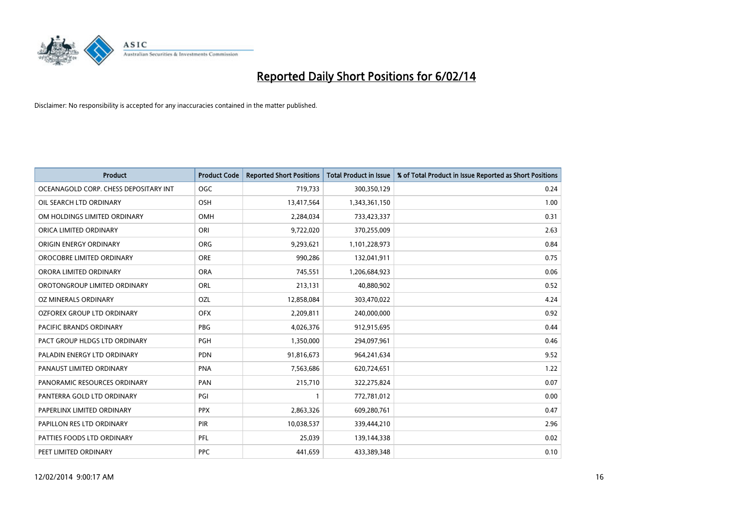# Reported Daily Short Positions for 6/02/14

Disclaimer: No responsibility is accepted for any inaccuracies contained in the matter published.

| Product | Product Code | Reported Short Positions | Total Product in Issue | % of Total Product in Issue Reported as Short Positions |
|---|---|---|---|---|
| OCEANAGOLD CORP. CHESS DEPOSITARY INT | OGC | 719,733 | 300,350,129 | 0.24 |
| OIL SEARCH LTD ORDINARY | OSH | 13,417,564 | 1,343,361,150 | 1.00 |
| OM HOLDINGS LIMITED ORDINARY | OMH | 2,284,034 | 733,423,337 | 0.31 |
| ORICA LIMITED ORDINARY | ORI | 9,722,020 | 370,255,009 | 2.63 |
| ORIGIN ENERGY ORDINARY | ORG | 9,293,621 | 1,101,228,973 | 0.84 |
| OROCOBRE LIMITED ORDINARY | ORE | 990,286 | 132,041,911 | 0.75 |
| ORORA LIMITED ORDINARY | ORA | 745,551 | 1,206,684,923 | 0.06 |
| OROTONGROUP LIMITED ORDINARY | ORL | 213,131 | 40,880,902 | 0.52 |
| OZ MINERALS ORDINARY | OZL | 12,858,084 | 303,470,022 | 4.24 |
| OZFOREX GROUP LTD ORDINARY | OFX | 2,209,811 | 240,000,000 | 0.92 |
| PACIFIC BRANDS ORDINARY | PBG | 4,026,376 | 912,915,695 | 0.44 |
| PACT GROUP HLDGS LTD ORDINARY | PGH | 1,350,000 | 294,097,961 | 0.46 |
| PALADIN ENERGY LTD ORDINARY | PDN | 91,816,673 | 964,241,634 | 9.52 |
| PANAUST LIMITED ORDINARY | PNA | 7,563,686 | 620,724,651 | 1.22 |
| PANORAMIC RESOURCES ORDINARY | PAN | 215,710 | 322,275,824 | 0.07 |
| PANTERRA GOLD LTD ORDINARY | PGI | 1 | 772,781,012 | 0.00 |
| PAPERLINX LIMITED ORDINARY | PPX | 2,863,326 | 609,280,761 | 0.47 |
| PAPILLON RES LTD ORDINARY | PIR | 10,038,537 | 339,444,210 | 2.96 |
| PATTIES FOODS LTD ORDINARY | PFL | 25,039 | 139,144,338 | 0.02 |
| PEET LIMITED ORDINARY | PPC | 441,659 | 433,389,348 | 0.10 |

12/02/2014 9:00:17 AM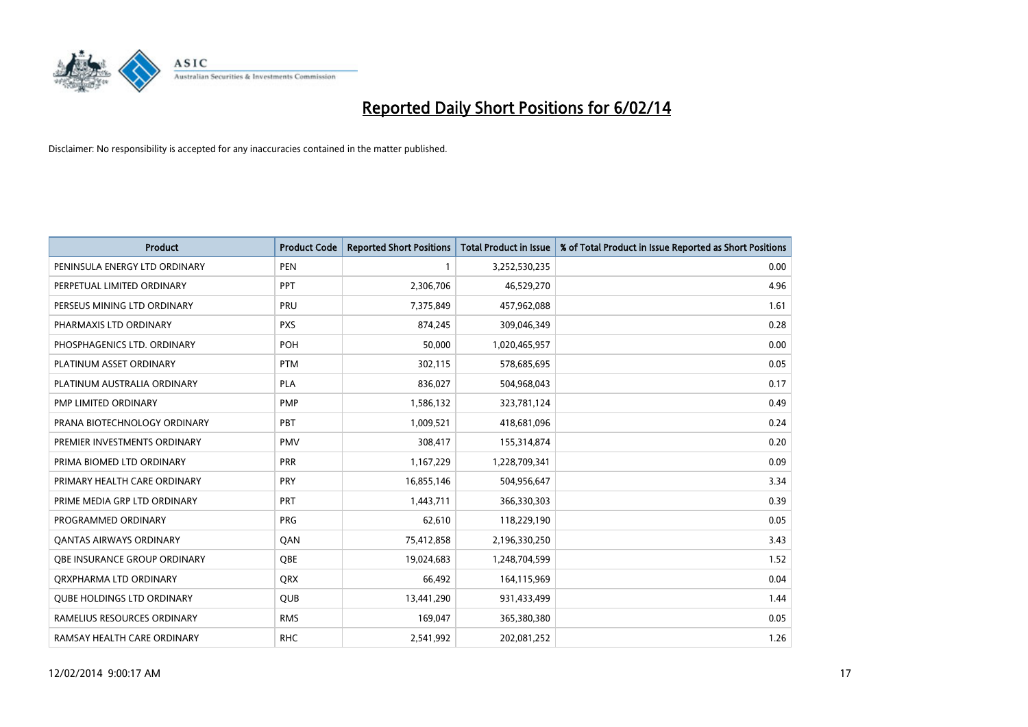# Reported Daily Short Positions for 6/02/14

Disclaimer: No responsibility is accepted for any inaccuracies contained in the matter published.

| Product | Product Code | Reported Short Positions | Total Product in Issue | % of Total Product in Issue Reported as Short Positions |
|---|---|---|---|---|
| PENINSULA ENERGY LTD ORDINARY | PEN | 1 | 3,252,530,235 | 0.00 |
| PERPETUAL LIMITED ORDINARY | PPT | 2,306,706 | 46,529,270 | 4.96 |
| PERSEUS MINING LTD ORDINARY | PRU | 7,375,849 | 457,962,088 | 1.61 |
| PHARMAXIS LTD ORDINARY | PXS | 874,245 | 309,046,349 | 0.28 |
| PHOSPHAGENICS LTD. ORDINARY | POH | 50,000 | 1,020,465,957 | 0.00 |
| PLATINUM ASSET ORDINARY | PTM | 302,115 | 578,685,695 | 0.05 |
| PLATINUM AUSTRALIA ORDINARY | PLA | 836,027 | 504,968,043 | 0.17 |
| PMP LIMITED ORDINARY | PMP | 1,586,132 | 323,781,124 | 0.49 |
| PRANA BIOTECHNOLOGY ORDINARY | PBT | 1,009,521 | 418,681,096 | 0.24 |
| PREMIER INVESTMENTS ORDINARY | PMV | 308,417 | 155,314,874 | 0.20 |
| PRIMA BIOMED LTD ORDINARY | PRR | 1,167,229 | 1,228,709,341 | 0.09 |
| PRIMARY HEALTH CARE ORDINARY | PRY | 16,855,146 | 504,956,647 | 3.34 |
| PRIME MEDIA GRP LTD ORDINARY | PRT | 1,443,711 | 366,330,303 | 0.39 |
| PROGRAMMED ORDINARY | PRG | 62,610 | 118,229,190 | 0.05 |
| QANTAS AIRWAYS ORDINARY | QAN | 75,412,858 | 2,196,330,250 | 3.43 |
| QBE INSURANCE GROUP ORDINARY | QBE | 19,024,683 | 1,248,704,599 | 1.52 |
| QRXPHARMA LTD ORDINARY | QRX | 66,492 | 164,115,969 | 0.04 |
| QUBE HOLDINGS LTD ORDINARY | QUB | 13,441,290 | 931,433,499 | 1.44 |
| RAMELIUS RESOURCES ORDINARY | RMS | 169,047 | 365,380,380 | 0.05 |
| RAMSAY HEALTH CARE ORDINARY | RHC | 2,541,992 | 202,081,252 | 1.26 |

12/02/2014 9:00:17 AM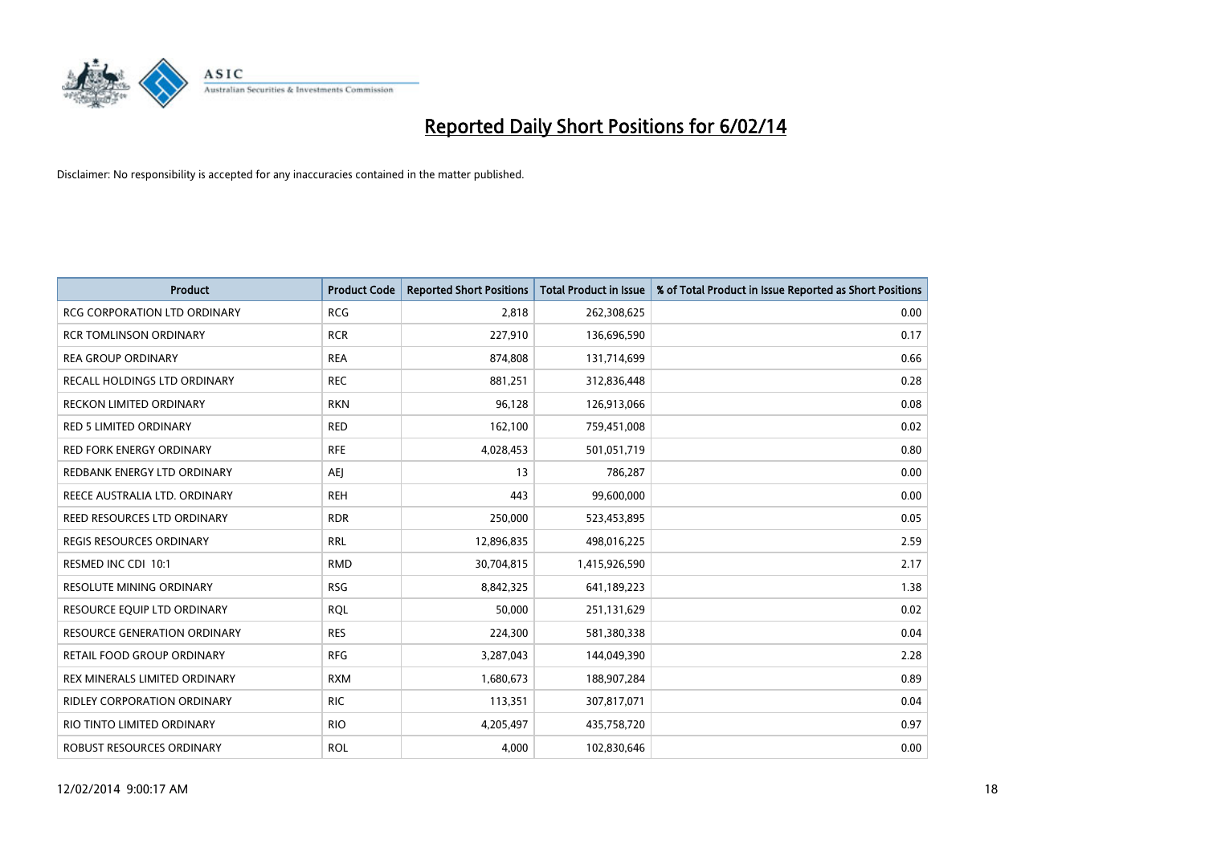# Reported Daily Short Positions for 6/02/14

Disclaimer: No responsibility is accepted for any inaccuracies contained in the matter published.

| Product | Product Code | Reported Short Positions | Total Product in Issue | % of Total Product in Issue Reported as Short Positions |
|---|---|---|---|---|
| RCG CORPORATION LTD ORDINARY | RCG | 2,818 | 262,308,625 | 0.00 |
| RCR TOMLINSON ORDINARY | RCR | 227,910 | 136,696,590 | 0.17 |
| REA GROUP ORDINARY | REA | 874,808 | 131,714,699 | 0.66 |
| RECALL HOLDINGS LTD ORDINARY | REC | 881,251 | 312,836,448 | 0.28 |
| RECKON LIMITED ORDINARY | RKN | 96,128 | 126,913,066 | 0.08 |
| RED 5 LIMITED ORDINARY | RED | 162,100 | 759,451,008 | 0.02 |
| RED FORK ENERGY ORDINARY | RFE | 4,028,453 | 501,051,719 | 0.80 |
| REDBANK ENERGY LTD ORDINARY | AEJ | 13 | 786,287 | 0.00 |
| REECE AUSTRALIA LTD. ORDINARY | REH | 443 | 99,600,000 | 0.00 |
| REED RESOURCES LTD ORDINARY | RDR | 250,000 | 523,453,895 | 0.05 |
| REGIS RESOURCES ORDINARY | RRL | 12,896,835 | 498,016,225 | 2.59 |
| RESMED INC CDI 10:1 | RMD | 30,704,815 | 1,415,926,590 | 2.17 |
| RESOLUTE MINING ORDINARY | RSG | 8,842,325 | 641,189,223 | 1.38 |
| RESOURCE EQUIP LTD ORDINARY | RQL | 50,000 | 251,131,629 | 0.02 |
| RESOURCE GENERATION ORDINARY | RES | 224,300 | 581,380,338 | 0.04 |
| RETAIL FOOD GROUP ORDINARY | RFG | 3,287,043 | 144,049,390 | 2.28 |
| REX MINERALS LIMITED ORDINARY | RXM | 1,680,673 | 188,907,284 | 0.89 |
| RIDLEY CORPORATION ORDINARY | RIC | 113,351 | 307,817,071 | 0.04 |
| RIO TINTO LIMITED ORDINARY | RIO | 4,205,497 | 435,758,720 | 0.97 |
| ROBUST RESOURCES ORDINARY | ROL | 4,000 | 102,830,646 | 0.00 |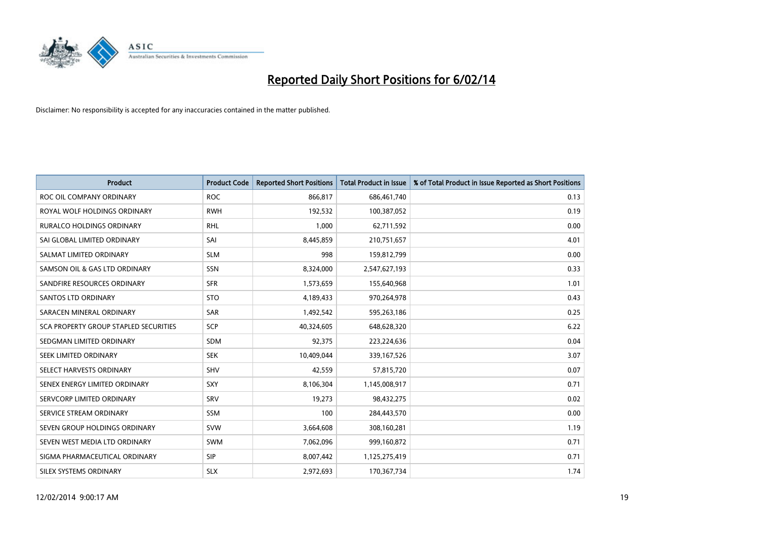# Reported Daily Short Positions for 6/02/14

Disclaimer: No responsibility is accepted for any inaccuracies contained in the matter published.

| Product | Product Code | Reported Short Positions | Total Product in Issue | % of Total Product in Issue Reported as Short Positions |
|---|---|---|---|---|
| ROC OIL COMPANY ORDINARY | ROC | 866,817 | 686,461,740 | 0.13 |
| ROYAL WOLF HOLDINGS ORDINARY | RWH | 192,532 | 100,387,052 | 0.19 |
| RURALCO HOLDINGS ORDINARY | RHL | 1,000 | 62,711,592 | 0.00 |
| SAI GLOBAL LIMITED ORDINARY | SAI | 8,445,859 | 210,751,657 | 4.01 |
| SALMAT LIMITED ORDINARY | SLM | 998 | 159,812,799 | 0.00 |
| SAMSON OIL & GAS LTD ORDINARY | SSN | 8,324,000 | 2,547,627,193 | 0.33 |
| SANDFIRE RESOURCES ORDINARY | SFR | 1,573,659 | 155,640,968 | 1.01 |
| SANTOS LTD ORDINARY | STO | 4,189,433 | 970,264,978 | 0.43 |
| SARACEN MINERAL ORDINARY | SAR | 1,492,542 | 595,263,186 | 0.25 |
| SCA PROPERTY GROUP STAPLED SECURITIES | SCP | 40,324,605 | 648,628,320 | 6.22 |
| SEDGMAN LIMITED ORDINARY | SDM | 92,375 | 223,224,636 | 0.04 |
| SEEK LIMITED ORDINARY | SEK | 10,409,044 | 339,167,526 | 3.07 |
| SELECT HARVESTS ORDINARY | SHV | 42,559 | 57,815,720 | 0.07 |
| SENEX ENERGY LIMITED ORDINARY | SXY | 8,106,304 | 1,145,008,917 | 0.71 |
| SERVCORP LIMITED ORDINARY | SRV | 19,273 | 98,432,275 | 0.02 |
| SERVICE STREAM ORDINARY | SSM | 100 | 284,443,570 | 0.00 |
| SEVEN GROUP HOLDINGS ORDINARY | SVW | 3,664,608 | 308,160,281 | 1.19 |
| SEVEN WEST MEDIA LTD ORDINARY | SWM | 7,062,096 | 999,160,872 | 0.71 |
| SIGMA PHARMACEUTICAL ORDINARY | SIP | 8,007,442 | 1,125,275,419 | 0.71 |
| SILEX SYSTEMS ORDINARY | SLX | 2,972,693 | 170,367,734 | 1.74 |

12/02/2014 9:00:17 AM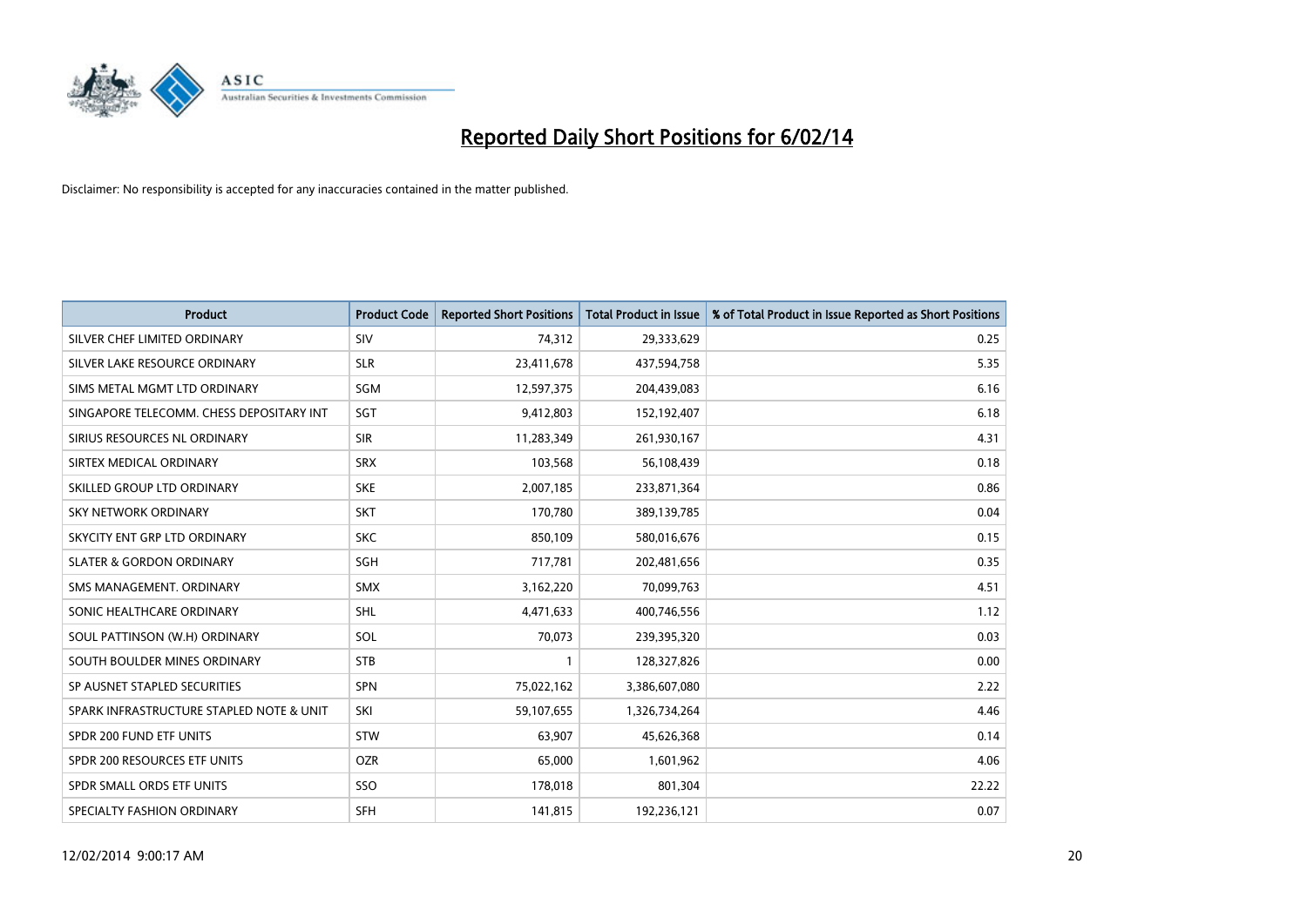# Reported Daily Short Positions for 6/02/14

Disclaimer: No responsibility is accepted for any inaccuracies contained in the matter published.

| Product | Product Code | Reported Short Positions | Total Product in Issue | % of Total Product in Issue Reported as Short Positions |
|---|---|---|---|---|
| SILVER CHEF LIMITED ORDINARY | SIV | 74,312 | 29,333,629 | 0.25 |
| SILVER LAKE RESOURCE ORDINARY | SLR | 23,411,678 | 437,594,758 | 5.35 |
| SIMS METAL MGMT LTD ORDINARY | SGM | 12,597,375 | 204,439,083 | 6.16 |
| SINGAPORE TELECOMM. CHESS DEPOSITARY INT | SGT | 9,412,803 | 152,192,407 | 6.18 |
| SIRIUS RESOURCES NL ORDINARY | SIR | 11,283,349 | 261,930,167 | 4.31 |
| SIRTEX MEDICAL ORDINARY | SRX | 103,568 | 56,108,439 | 0.18 |
| SKILLED GROUP LTD ORDINARY | SKE | 2,007,185 | 233,871,364 | 0.86 |
| SKY NETWORK ORDINARY | SKT | 170,780 | 389,139,785 | 0.04 |
| SKYCITY ENT GRP LTD ORDINARY | SKC | 850,109 | 580,016,676 | 0.15 |
| SLATER & GORDON ORDINARY | SGH | 717,781 | 202,481,656 | 0.35 |
| SMS MANAGEMENT. ORDINARY | SMX | 3,162,220 | 70,099,763 | 4.51 |
| SONIC HEALTHCARE ORDINARY | SHL | 4,471,633 | 400,746,556 | 1.12 |
| SOUL PATTINSON (W.H) ORDINARY | SOL | 70,073 | 239,395,320 | 0.03 |
| SOUTH BOULDER MINES ORDINARY | STB | 1 | 128,327,826 | 0.00 |
| SP AUSNET STAPLED SECURITIES | SPN | 75,022,162 | 3,386,607,080 | 2.22 |
| SPARK INFRASTRUCTURE STAPLED NOTE & UNIT | SKI | 59,107,655 | 1,326,734,264 | 4.46 |
| SPDR 200 FUND ETF UNITS | STW | 63,907 | 45,626,368 | 0.14 |
| SPDR 200 RESOURCES ETF UNITS | OZR | 65,000 | 1,601,962 | 4.06 |
| SPDR SMALL ORDS ETF UNITS | SSO | 178,018 | 801,304 | 22.22 |
| SPECIALTY FASHION ORDINARY | SFH | 141,815 | 192,236,121 | 0.07 |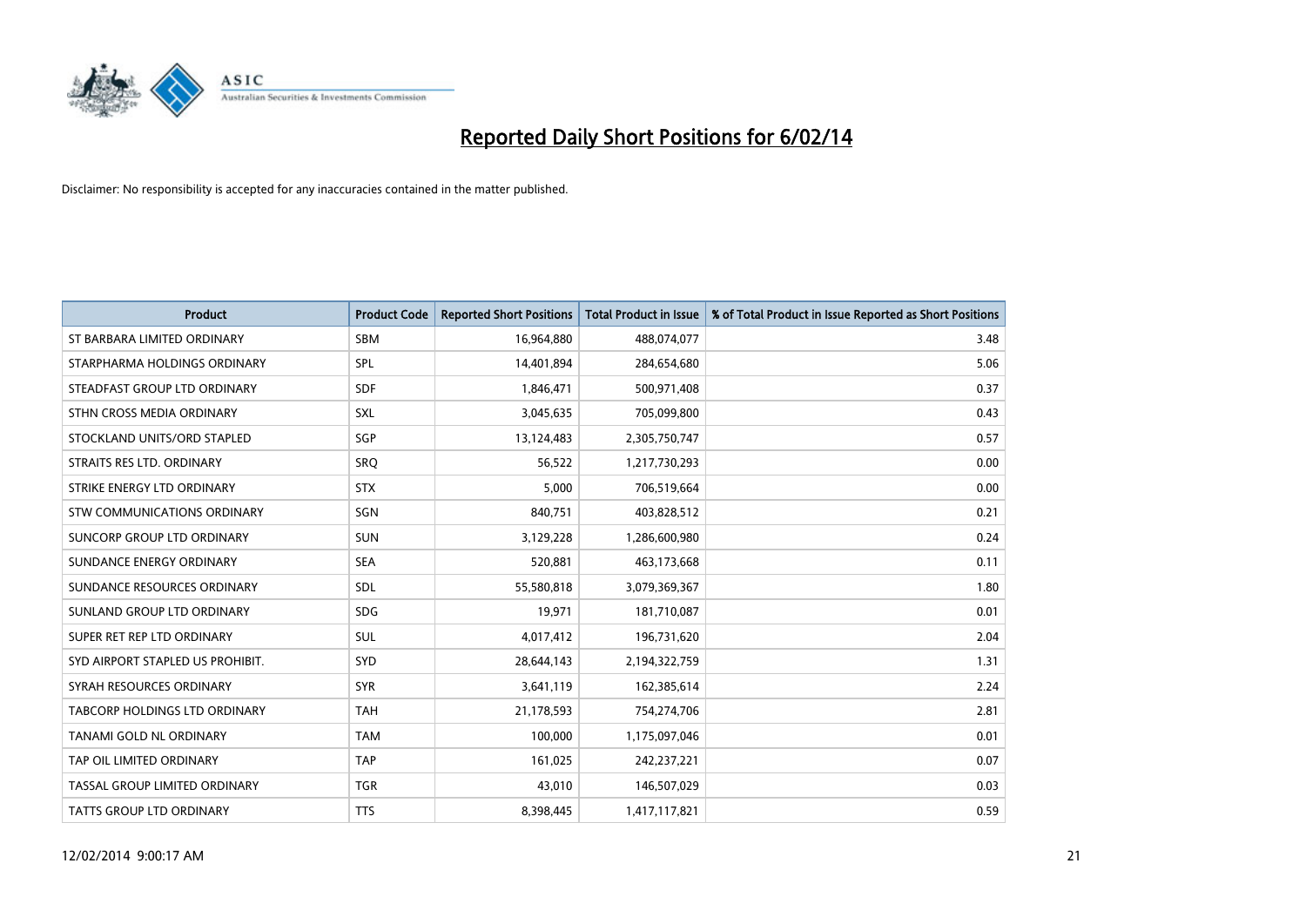# Reported Daily Short Positions for 6/02/14

Disclaimer: No responsibility is accepted for any inaccuracies contained in the matter published.

| Product | Product Code | Reported Short Positions | Total Product in Issue | % of Total Product in Issue Reported as Short Positions |
| --- | --- | --- | --- | --- |
| ST BARBARA LIMITED ORDINARY | SBM | 16,964,880 | 488,074,077 | 3.48 |
| STARPHARMA HOLDINGS ORDINARY | SPL | 14,401,894 | 284,654,680 | 5.06 |
| STEADFAST GROUP LTD ORDINARY | SDF | 1,846,471 | 500,971,408 | 0.37 |
| STHN CROSS MEDIA ORDINARY | SXL | 3,045,635 | 705,099,800 | 0.43 |
| STOCKLAND UNITS/ORD STAPLED | SGP | 13,124,483 | 2,305,750,747 | 0.57 |
| STRAITS RES LTD. ORDINARY | SRQ | 56,522 | 1,217,730,293 | 0.00 |
| STRIKE ENERGY LTD ORDINARY | STX | 5,000 | 706,519,664 | 0.00 |
| STW COMMUNICATIONS ORDINARY | SGN | 840,751 | 403,828,512 | 0.21 |
| SUNCORP GROUP LTD ORDINARY | SUN | 3,129,228 | 1,286,600,980 | 0.24 |
| SUNDANCE ENERGY ORDINARY | SEA | 520,881 | 463,173,668 | 0.11 |
| SUNDANCE RESOURCES ORDINARY | SDL | 55,580,818 | 3,079,369,367 | 1.80 |
| SUNLAND GROUP LTD ORDINARY | SDG | 19,971 | 181,710,087 | 0.01 |
| SUPER RET REP LTD ORDINARY | SUL | 4,017,412 | 196,731,620 | 2.04 |
| SYD AIRPORT STAPLED US PROHIBIT. | SYD | 28,644,143 | 2,194,322,759 | 1.31 |
| SYRAH RESOURCES ORDINARY | SYR | 3,641,119 | 162,385,614 | 2.24 |
| TABCORP HOLDINGS LTD ORDINARY | TAH | 21,178,593 | 754,274,706 | 2.81 |
| TANAMI GOLD NL ORDINARY | TAM | 100,000 | 1,175,097,046 | 0.01 |
| TAP OIL LIMITED ORDINARY | TAP | 161,025 | 242,237,221 | 0.07 |
| TASSAL GROUP LIMITED ORDINARY | TGR | 43,010 | 146,507,029 | 0.03 |
| TATTS GROUP LTD ORDINARY | TTS | 8,398,445 | 1,417,117,821 | 0.59 |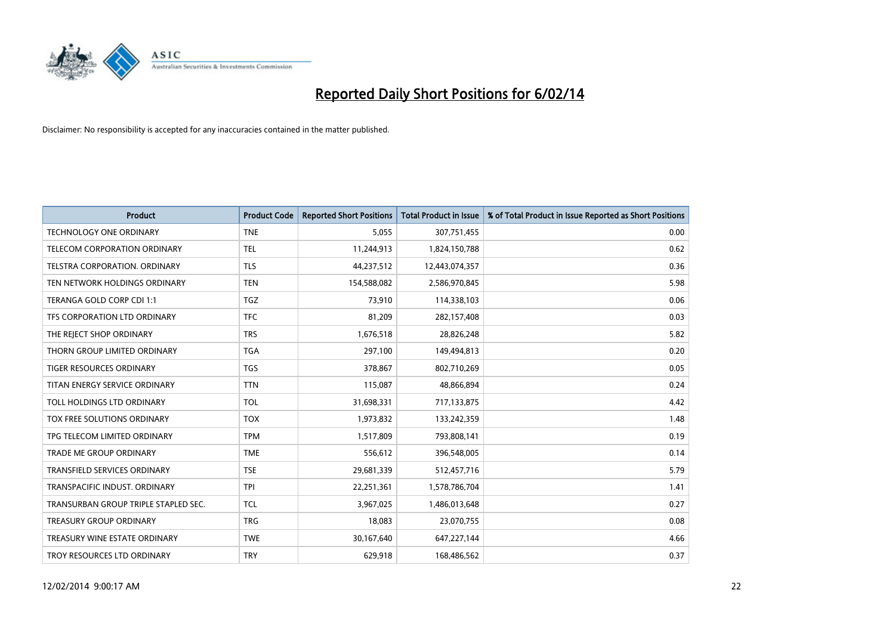# Reported Daily Short Positions for 6/02/14

Disclaimer: No responsibility is accepted for any inaccuracies contained in the matter published.

| Product | Product Code | Reported Short Positions | Total Product in Issue | % of Total Product in Issue Reported as Short Positions |
|---|---|---|---|---|
| TECHNOLOGY ONE ORDINARY | TNE | 5,055 | 307,751,455 | 0.00 |
| TELECOM CORPORATION ORDINARY | TEL | 11,244,913 | 1,824,150,788 | 0.62 |
| TELSTRA CORPORATION. ORDINARY | TLS | 44,237,512 | 12,443,074,357 | 0.36 |
| TEN NETWORK HOLDINGS ORDINARY | TEN | 154,588,082 | 2,586,970,845 | 5.98 |
| TERANGA GOLD CORP CDI 1:1 | TGZ | 73,910 | 114,338,103 | 0.06 |
| TFS CORPORATION LTD ORDINARY | TFC | 81,209 | 282,157,408 | 0.03 |
| THE REJECT SHOP ORDINARY | TRS | 1,676,518 | 28,826,248 | 5.82 |
| THORN GROUP LIMITED ORDINARY | TGA | 297,100 | 149,494,813 | 0.20 |
| TIGER RESOURCES ORDINARY | TGS | 378,867 | 802,710,269 | 0.05 |
| TITAN ENERGY SERVICE ORDINARY | TTN | 115,087 | 48,866,894 | 0.24 |
| TOLL HOLDINGS LTD ORDINARY | TOL | 31,698,331 | 717,133,875 | 4.42 |
| TOX FREE SOLUTIONS ORDINARY | TOX | 1,973,832 | 133,242,359 | 1.48 |
| TPG TELECOM LIMITED ORDINARY | TPM | 1,517,809 | 793,808,141 | 0.19 |
| TRADE ME GROUP ORDINARY | TME | 556,612 | 396,548,005 | 0.14 |
| TRANSFIELD SERVICES ORDINARY | TSE | 29,681,339 | 512,457,716 | 5.79 |
| TRANSPACIFIC INDUST. ORDINARY | TPI | 22,251,361 | 1,578,786,704 | 1.41 |
| TRANSURBAN GROUP TRIPLE STAPLED SEC. | TCL | 3,967,025 | 1,486,013,648 | 0.27 |
| TREASURY GROUP ORDINARY | TRG | 18,083 | 23,070,755 | 0.08 |
| TREASURY WINE ESTATE ORDINARY | TWE | 30,167,640 | 647,227,144 | 4.66 |
| TROY RESOURCES LTD ORDINARY | TRY | 629,918 | 168,486,562 | 0.37 |

12/02/2014 9:00:17 AM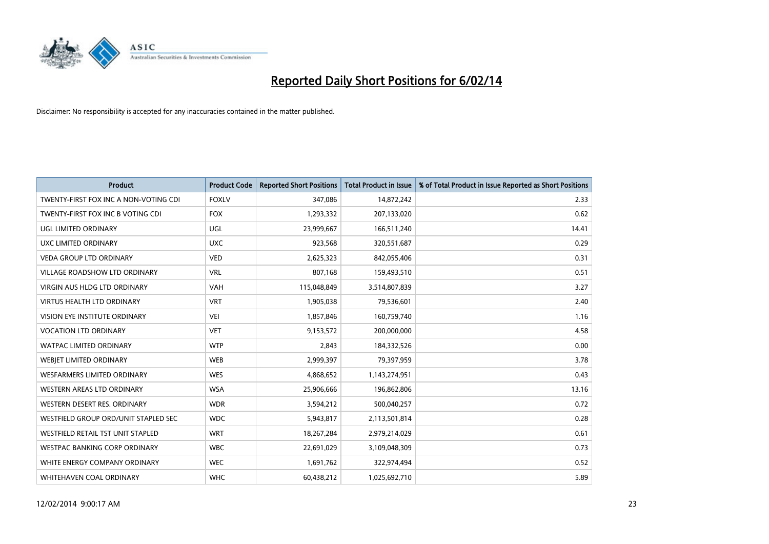# Reported Daily Short Positions for 6/02/14

Disclaimer: No responsibility is accepted for any inaccuracies contained in the matter published.

| Product | Product Code | Reported Short Positions | Total Product in Issue | % of Total Product in Issue Reported as Short Positions |
|---|---|---|---|---|
| TWENTY-FIRST FOX INC A NON-VOTING CDI | FOXLV | 347,086 | 14,872,242 | 2.33 |
| TWENTY-FIRST FOX INC B VOTING CDI | FOX | 1,293,332 | 207,133,020 | 0.62 |
| UGL LIMITED ORDINARY | UGL | 23,999,667 | 166,511,240 | 14.41 |
| UXC LIMITED ORDINARY | UXC | 923,568 | 320,551,687 | 0.29 |
| VEDA GROUP LTD ORDINARY | VED | 2,625,323 | 842,055,406 | 0.31 |
| VILLAGE ROADSHOW LTD ORDINARY | VRL | 807,168 | 159,493,510 | 0.51 |
| VIRGIN AUS HLDG LTD ORDINARY | VAH | 115,048,849 | 3,514,807,839 | 3.27 |
| VIRTUS HEALTH LTD ORDINARY | VRT | 1,905,038 | 79,536,601 | 2.40 |
| VISION EYE INSTITUTE ORDINARY | VEI | 1,857,846 | 160,759,740 | 1.16 |
| VOCATION LTD ORDINARY | VET | 9,153,572 | 200,000,000 | 4.58 |
| WATPAC LIMITED ORDINARY | WTP | 2,843 | 184,332,526 | 0.00 |
| WEBJET LIMITED ORDINARY | WEB | 2,999,397 | 79,397,959 | 3.78 |
| WESFARMERS LIMITED ORDINARY | WES | 4,868,652 | 1,143,274,951 | 0.43 |
| WESTERN AREAS LTD ORDINARY | WSA | 25,906,666 | 196,862,806 | 13.16 |
| WESTERN DESERT RES. ORDINARY | WDR | 3,594,212 | 500,040,257 | 0.72 |
| WESTFIELD GROUP ORD/UNIT STAPLED SEC | WDC | 5,943,817 | 2,113,501,814 | 0.28 |
| WESTFIELD RETAIL TST UNIT STAPLED | WRT | 18,267,284 | 2,979,214,029 | 0.61 |
| WESTPAC BANKING CORP ORDINARY | WBC | 22,691,029 | 3,109,048,309 | 0.73 |
| WHITE ENERGY COMPANY ORDINARY | WEC | 1,691,762 | 322,974,494 | 0.52 |
| WHITEHAVEN COAL ORDINARY | WHC | 60,438,212 | 1,025,692,710 | 5.89 |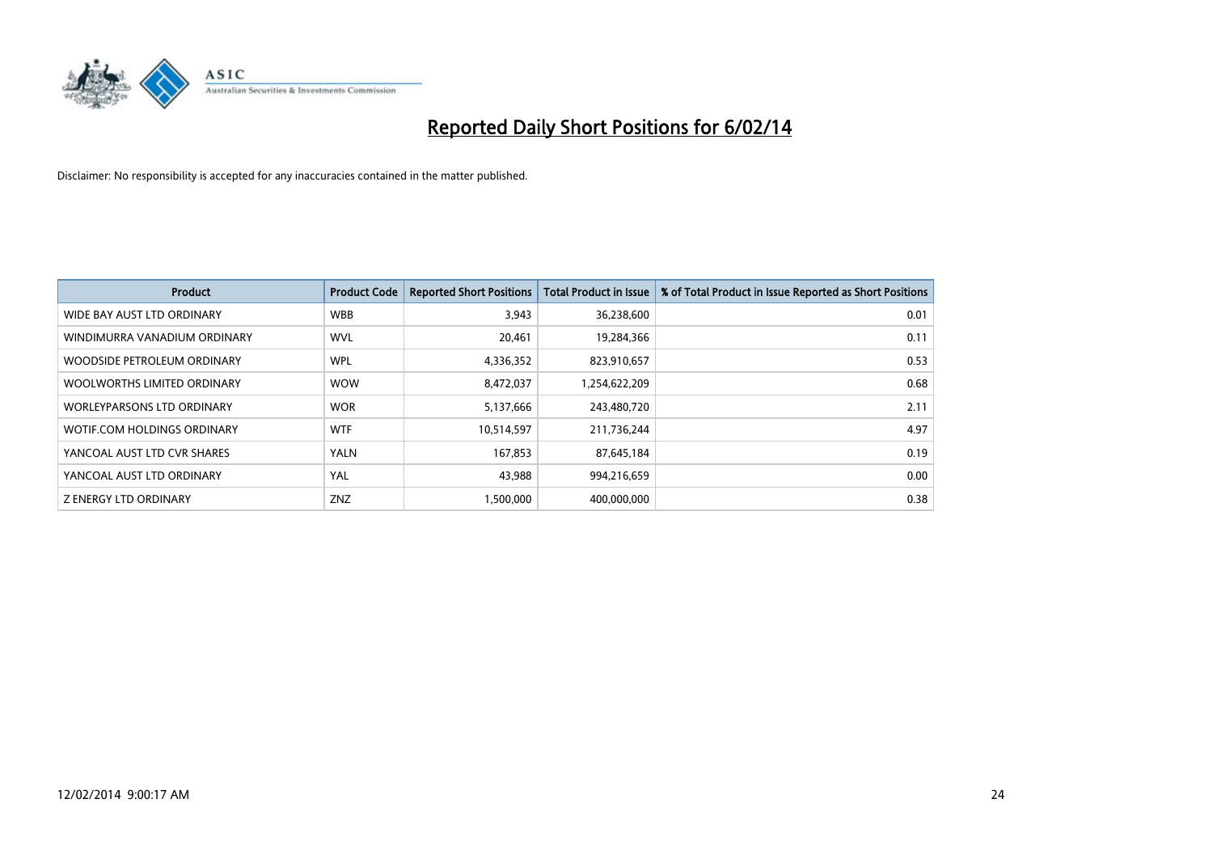# Reported Daily Short Positions for 6/02/14

Disclaimer: No responsibility is accepted for any inaccuracies contained in the matter published.

| Product | Product Code | Reported Short Positions | Total Product in Issue | % of Total Product in Issue Reported as Short Positions |
|---|---|---|---|---|
| WIDE BAY AUST LTD ORDINARY | WBB | 3,943 | 36,238,600 | 0.01 |
| WINDIMURRA VANADIUM ORDINARY | WVL | 20,461 | 19,284,366 | 0.11 |
| WOODSIDE PETROLEUM ORDINARY | WPL | 4,336,352 | 823,910,657 | 0.53 |
| WOOLWORTHS LIMITED ORDINARY | WOW | 8,472,037 | 1,254,622,209 | 0.68 |
| WORLEYPARSONS LTD ORDINARY | WOR | 5,137,666 | 243,480,720 | 2.11 |
| WOTIF.COM HOLDINGS ORDINARY | WTF | 10,514,597 | 211,736,244 | 4.97 |
| YANCOAL AUST LTD CVR SHARES | YALN | 167,853 | 87,645,184 | 0.19 |
| YANCOAL AUST LTD ORDINARY | YAL | 43,988 | 994,216,659 | 0.00 |
| Z ENERGY LTD ORDINARY | ZNZ | 1,500,000 | 400,000,000 | 0.38 |

12/02/2014 9:00:17 AM